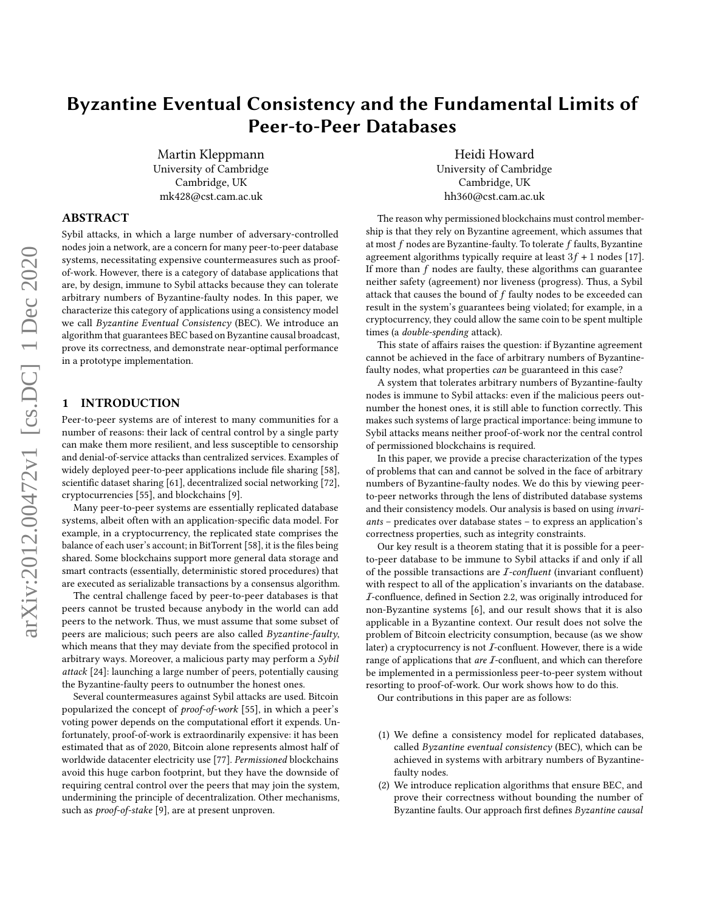# Byzantine Eventual Consistency and the Fundamental Limits of Peer-to-Peer Databases

Martin Kleppmann
University of Cambridge
Cambridge, UK
mk428@cst.cam.ac.uk

Heidi Howard
University of Cambridge
Cambridge, UK
hh360@cst.cam.ac.uk

## ABSTRACT

Sybil attacks, in which a large number of adversary-controlled nodes join a network, are a concern for many peer-to-peer database systems, necessitating expensive countermeasures such as proof-of-work. However, there is a category of database applications that are, by design, immune to Sybil attacks because they can tolerate arbitrary numbers of Byzantine-faulty nodes. In this paper, we characterize this category of applications using a consistency model we call *Byzantine Eventual Consistency* (BEC). We introduce an algorithm that guarantees BEC based on Byzantine causal broadcast, prove its correctness, and demonstrate near-optimal performance in a prototype implementation.

## 1 INTRODUCTION

Peer-to-peer systems are of interest to many communities for a number of reasons: their lack of central control by a single party can make them more resilient, and less susceptible to censorship and denial-of-service attacks than centralized services. Examples of widely deployed peer-to-peer applications include file sharing [58], scientific dataset sharing [61], decentralized social networking [72], cryptocurrencies [55], and blockchains [9].

Many peer-to-peer systems are essentially replicated database systems, albeit often with an application-specific data model. For example, in a cryptocurrency, the replicated state comprises the balance of each user's account; in BitTorrent [58], it is the files being shared. Some blockchains support more general data storage and smart contracts (essentially, deterministic stored procedures) that are executed as serializable transactions by a consensus algorithm.

The central challenge faced by peer-to-peer databases is that peers cannot be trusted because anybody in the world can add peers to the network. Thus, we must assume that some subset of peers are malicious; such peers are also called *Byzantine-faulty*, which means that they may deviate from the specified protocol in arbitrary ways. Moreover, a malicious party may perform a *Sybil attack* [24]: launching a large number of peers, potentially causing the Byzantine-faulty peers to outnumber the honest ones.

Several countermeasures against Sybil attacks are used. Bitcoin popularized the concept of *proof-of-work* [55], in which a peer's voting power depends on the computational effort it expends. Unfortunately, proof-of-work is extraordinarily expensive: it has been estimated that as of 2020, Bitcoin alone represents almost half of worldwide datacenter electricity use [77]. *Permissioned* blockchains avoid this huge carbon footprint, but they have the downside of requiring central control over the peers that may join the system, undermining the principle of decentralization. Other mechanisms, such as *proof-of-stake* [9], are at present unproven.

The reason why permissioned blockchains must control membership is that they rely on Byzantine agreement, which assumes that at most $f$ nodes are Byzantine-faulty. To tolerate $f$ faults, Byzantine agreement algorithms typically require at least $3f + 1$ nodes [17]. If more than $f$ nodes are faulty, these algorithms can guarantee neither safety (agreement) nor liveness (progress). Thus, a Sybil attack that causes the bound of $f$ faulty nodes to be exceeded can result in the system's guarantees being violated; for example, in a cryptocurrency, they could allow the same coin to be spent multiple times (a *double-spending* attack).

This state of affairs raises the question: if Byzantine agreement cannot be achieved in the face of arbitrary numbers of Byzantine-faulty nodes, what properties *can* be guaranteed in this case?

A system that tolerates arbitrary numbers of Byzantine-faulty nodes is immune to Sybil attacks: even if the malicious peers outnumber the honest ones, it is still able to function correctly. This makes such systems of large practical importance: being immune to Sybil attacks means neither proof-of-work nor the central control of permissioned blockchains is required.

In this paper, we provide a precise characterization of the types of problems that can and cannot be solved in the face of arbitrary numbers of Byzantine-faulty nodes. We do this by viewing peer-to-peer networks through the lens of distributed database systems and their consistency models. Our analysis is based on using *invariants* – predicates over database states – to express an application's correctness properties, such as integrity constraints.

Our key result is a theorem stating that it is possible for a peer-to-peer database to be immune to Sybil attacks if and only if all of the possible transactions are $\mathcal{I}$*-confluent* (invariant confluent) with respect to all of the application's invariants on the database. $\mathcal{I}$-confluence, defined in Section 2.2, was originally introduced for non-Byzantine systems [6], and our result shows that it is also applicable in a Byzantine context. Our result does not solve the problem of Bitcoin electricity consumption, because (as we show later) a cryptocurrency is not $\mathcal{I}$-confluent. However, there is a wide range of applications that *are* $\mathcal{I}$-confluent, and which can therefore be implemented in a permissionless peer-to-peer system without resorting to proof-of-work. Our work shows how to do this.

Our contributions in this paper are as follows:

(1) We define a consistency model for replicated databases, called *Byzantine eventual consistency* (BEC), which can be achieved in systems with arbitrary numbers of Byzantine-faulty nodes.

(2) We introduce replication algorithms that ensure BEC, and prove their correctness without bounding the number of Byzantine faults. Our approach first defines *Byzantine causal*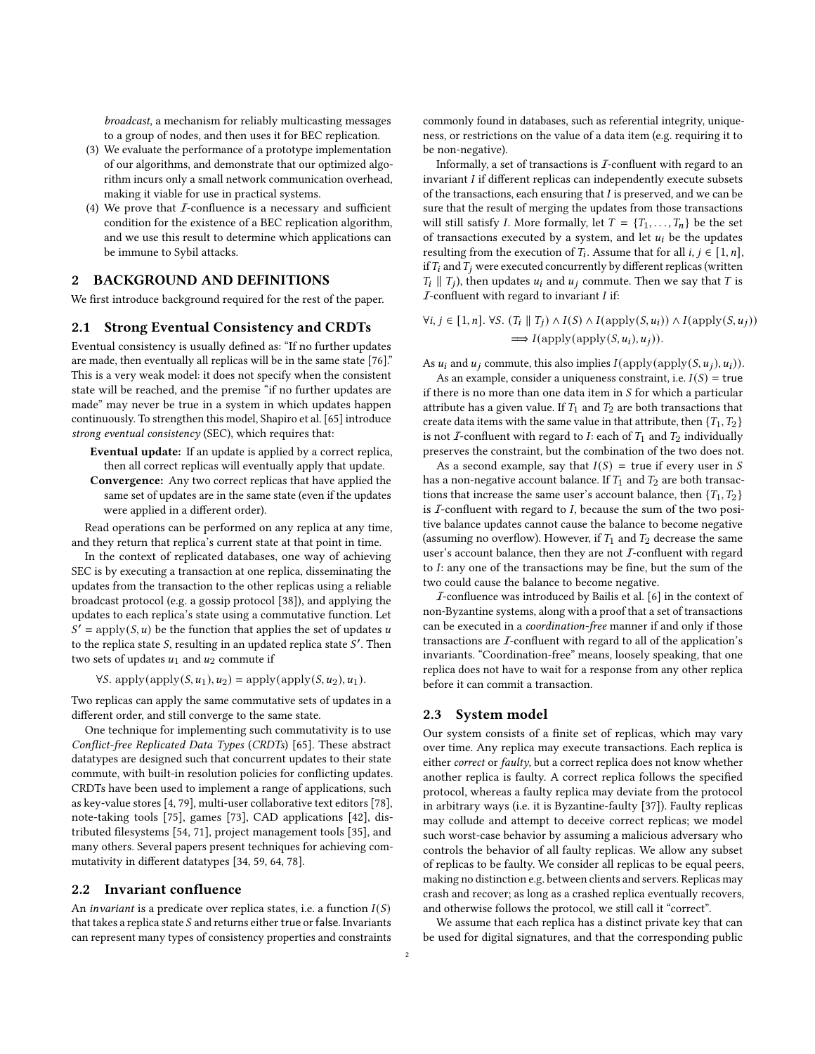*broadcast*, a mechanism for reliably multicasting messages to a group of nodes, and then uses it for BEC replication.

3. We evaluate the performance of a prototype implementation of our algorithms, and demonstrate that our optimized algorithm incurs only a small network communication overhead, making it viable for use in practical systems.
4. We prove that $\mathcal{I}$-confluence is a necessary and sufficient condition for the existence of a BEC replication algorithm, and we use this result to determine which applications can be immune to Sybil attacks.

## 2 BACKGROUND AND DEFINITIONS

We first introduce background required for the rest of the paper.

### 2.1 Strong Eventual Consistency and CRDTs

Eventual consistency is usually defined as: "If no further updates are made, then eventually all replicas will be in the same state [76]." This is a very weak model: it does not specify when the consistent state will be reached, and the premise "if no further updates are made" may never be true in a system in which updates happen continuously. To strengthen this model, Shapiro et al. [65] introduce *strong eventual consistency* (SEC), which requires that:

**Eventual update:** If an update is applied by a correct replica, then all correct replicas will eventually apply that update.

**Convergence:** Any two correct replicas that have applied the same set of updates are in the same state (even if the updates were applied in a different order).

Read operations can be performed on any replica at any time, and they return that replica's current state at that point in time.

In the context of replicated databases, one way of achieving SEC is by executing a transaction at one replica, disseminating the updates from the transaction to the other replicas using a reliable broadcast protocol (e.g. a gossip protocol [38]), and applying the updates to each replica's state using a commutative function. Let $S' = \text{apply}(S, u)$ be the function that applies the set of updates $u$ to the replica state $S$, resulting in an updated replica state $S'$. Then two sets of updates $u_1$ and $u_2$ commute if

$$\forall S.\ \text{apply}(\text{apply}(S, u_1), u_2) = \text{apply}(\text{apply}(S, u_2), u_1).$$

Two replicas can apply the same commutative sets of updates in a different order, and still converge to the same state.

One technique for implementing such commutativity is to use *Conflict-free Replicated Data Types* (*CRDTs*) [65]. These abstract datatypes are designed such that concurrent updates to their state commute, with built-in resolution policies for conflicting updates. CRDTs have been used to implement a range of applications, such as key-value stores [4, 79], multi-user collaborative text editors [78], note-taking tools [75], games [73], CAD applications [42], distributed filesystems [54, 71], project management tools [35], and many others. Several papers present techniques for achieving commutativity in different datatypes [34, 59, 64, 78].

### 2.2 Invariant confluence

An *invariant* is a predicate over replica states, i.e. a function $I(S)$ that takes a replica state $S$ and returns either true or false. Invariants can represent many types of consistency properties and constraints commonly found in databases, such as referential integrity, uniqueness, or restrictions on the value of a data item (e.g. requiring it to be non-negative).

Informally, a set of transactions is $\mathcal{I}$-confluent with regard to an invariant $I$ if different replicas can independently execute subsets of the transactions, each ensuring that $I$ is preserved, and we can be sure that the result of merging the updates from those transactions will still satisfy $I$. More formally, let $T = \{T_1, \dots, T_n\}$ be the set of transactions executed by a system, and let $u_i$ be the updates resulting from the execution of $T_i$. Assume that for all $i, j \in [1, n]$, if $T_i$ and $T_j$ were executed concurrently by different replicas (written $T_i \parallel T_j$), then updates $u_i$ and $u_j$ commute. Then we say that $T$ is $\mathcal{I}$-confluent with regard to invariant $I$ if:

$$\forall i, j \in [1, n].\ \forall S.\ (T_i \parallel T_j) \wedge I(S) \wedge I(\text{apply}(S, u_i)) \wedge I(\text{apply}(S, u_j)) \implies I(\text{apply}(\text{apply}(S, u_i), u_j)).$$

As $u_i$ and $u_j$ commute, this also implies $I(\text{apply}(\text{apply}(S, u_j), u_i))$.

As an example, consider a uniqueness constraint, i.e. $I(S) = \text{true}$ if there is no more than one data item in $S$ for which a particular attribute has a given value. If $T_1$ and $T_2$ are both transactions that create data items with the same value in that attribute, then $\{T_1, T_2\}$ is not $\mathcal{I}$-confluent with regard to $I$: each of $T_1$ and $T_2$ individually preserves the constraint, but the combination of the two does not.

As a second example, say that $I(S) = \text{true}$ if every user in $S$ has a non-negative account balance. If $T_1$ and $T_2$ are both transactions that increase the same user's account balance, then $\{T_1, T_2\}$ is $\mathcal{I}$-confluent with regard to $I$, because the sum of the two positive balance updates cannot cause the balance to become negative (assuming no overflow). However, if $T_1$ and $T_2$ decrease the same user's account balance, then they are not $\mathcal{I}$-confluent with regard to $I$: any one of the transactions may be fine, but the sum of the two could cause the balance to become negative.

$\mathcal{I}$-confluence was introduced by Bailis et al. [6] in the context of non-Byzantine systems, along with a proof that a set of transactions can be executed in a *coordination-free* manner if and only if those transactions are $\mathcal{I}$-confluent with regard to all of the application's invariants. "Coordination-free" means, loosely speaking, that one replica does not have to wait for a response from any other replica before it can commit a transaction.

### 2.3 System model

Our system consists of a finite set of replicas, which may vary over time. Any replica may execute transactions. Each replica is either *correct* or *faulty*, but a correct replica does not know whether another replica is faulty. A correct replica follows the specified protocol, whereas a faulty replica may deviate from the protocol in arbitrary ways (i.e. it is Byzantine-faulty [37]). Faulty replicas may collude and attempt to deceive correct replicas; we model such worst-case behavior by assuming a malicious adversary who controls the behavior of all faulty replicas. We allow any subset of replicas to be faulty. We consider all replicas to be equal peers, making no distinction e.g. between clients and servers. Replicas may crash and recover; as long as a crashed replica eventually recovers, and otherwise follows the protocol, we still call it "correct".

We assume that each replica has a distinct private key that can be used for digital signatures, and that the corresponding public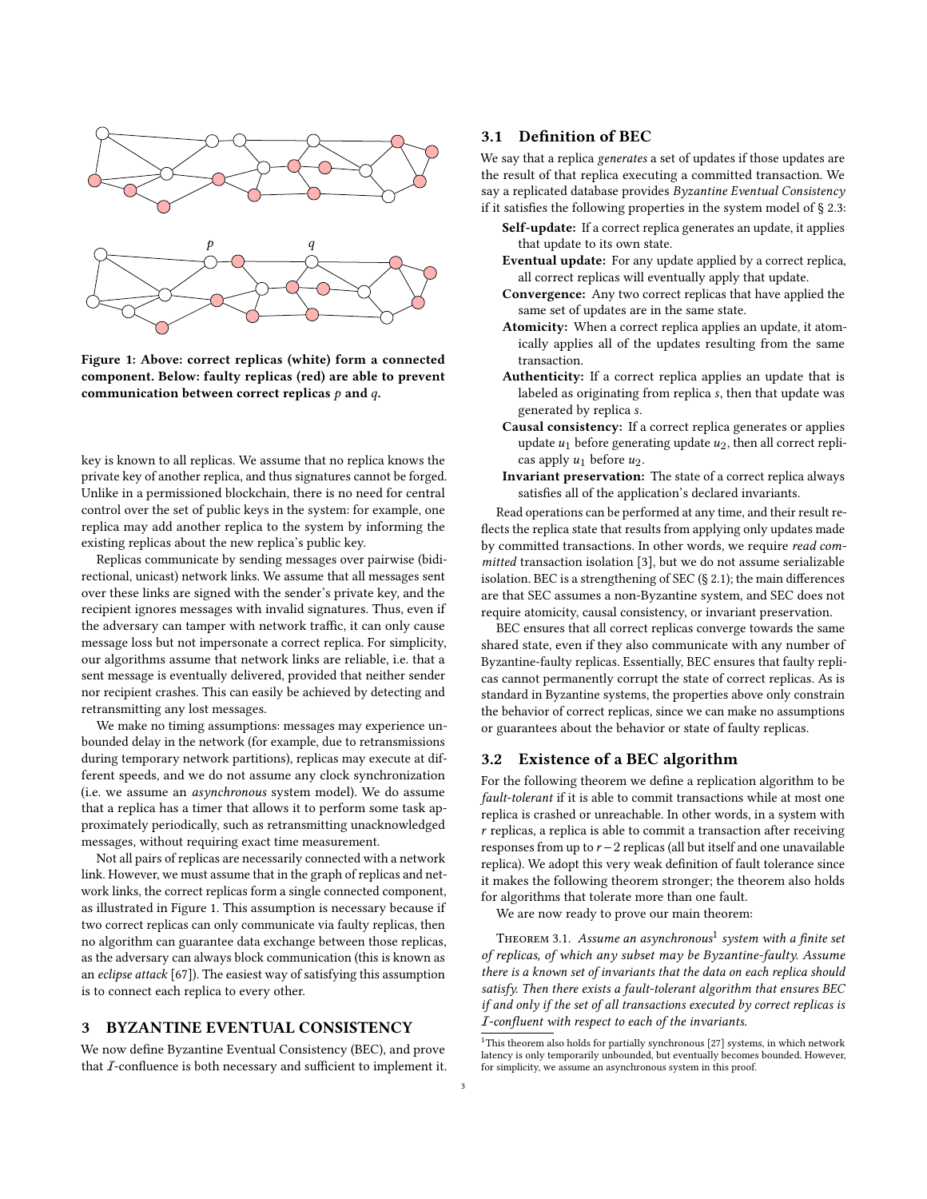Figure 1: Above: correct replicas (white) form a connected component. Below: faulty replicas (red) are able to prevent communication between correct replicas $p$ and $q$.

key is known to all replicas. We assume that no replica knows the private key of another replica, and thus signatures cannot be forged. Unlike in a permissioned blockchain, there is no need for central control over the set of public keys in the system: for example, one replica may add another replica to the system by informing the existing replicas about the new replica's public key.

Replicas communicate by sending messages over pairwise (bidirectional, unicast) network links. We assume that all messages sent over these links are signed with the sender's private key, and the recipient ignores messages with invalid signatures. Thus, even if the adversary can tamper with network traffic, it can only cause message loss but not impersonate a correct replica. For simplicity, our algorithms assume that network links are reliable, i.e. that a sent message is eventually delivered, provided that neither sender nor recipient crashes. This can easily be achieved by detecting and retransmitting any lost messages.

We make no timing assumptions: messages may experience unbounded delay in the network (for example, due to retransmissions during temporary network partitions), replicas may execute at different speeds, and we do not assume any clock synchronization (i.e. we assume an *asynchronous* system model). We do assume that a replica has a timer that allows it to perform some task approximately periodically, such as retransmitting unacknowledged messages, without requiring exact time measurement.

Not all pairs of replicas are necessarily connected with a network link. However, we must assume that in the graph of replicas and network links, the correct replicas form a single connected component, as illustrated in Figure 1. This assumption is necessary because if two correct replicas can only communicate via faulty replicas, then no algorithm can guarantee data exchange between those replicas, as the adversary can always block communication (this is known as an *eclipse attack* [67]). The easiest way of satisfying this assumption is to connect each replica to every other.

# 3 BYZANTINE EVENTUAL CONSISTENCY

We now define Byzantine Eventual Consistency (BEC), and prove that $\mathcal{I}$-confluence is both necessary and sufficient to implement it.

## 3.1 Definition of BEC

We say that a replica *generates* a set of updates if those updates are the result of that replica executing a committed transaction. We say a replicated database provides *Byzantine Eventual Consistency* if it satisfies the following properties in the system model of § 2.3:

- **Self-update:** If a correct replica generates an update, it applies that update to its own state.
- **Eventual update:** For any update applied by a correct replica, all correct replicas will eventually apply that update.
- **Convergence:** Any two correct replicas that have applied the same set of updates are in the same state.
- **Atomicity:** When a correct replica applies an update, it atomically applies all of the updates resulting from the same transaction.
- **Authenticity:** If a correct replica applies an update that is labeled as originating from replica $s$, then that update was generated by replica $s$.
- **Causal consistency:** If a correct replica generates or applies update $u_1$ before generating update $u_2$, then all correct replicas apply $u_1$ before $u_2$.
- **Invariant preservation:** The state of a correct replica always satisfies all of the application's declared invariants.

Read operations can be performed at any time, and their result reflects the replica state that results from applying only updates made by committed transactions. In other words, we require *read committed* transaction isolation [3], but we do not assume serializable isolation. BEC is a strengthening of SEC (§ 2.1); the main differences are that SEC assumes a non-Byzantine system, and SEC does not require atomicity, causal consistency, or invariant preservation.

BEC ensures that all correct replicas converge towards the same shared state, even if they also communicate with any number of Byzantine-faulty replicas. Essentially, BEC ensures that faulty replicas cannot permanently corrupt the state of correct replicas. As is standard in Byzantine systems, the properties above only constrain the behavior of correct replicas, since we can make no assumptions or guarantees about the behavior or state of faulty replicas.

## 3.2 Existence of a BEC algorithm

For the following theorem we define a replication algorithm to be *fault-tolerant* if it is able to commit transactions while at most one replica is crashed or unreachable. In other words, in a system with $r$ replicas, a replica is able to commit a transaction after receiving responses from up to $r-2$ replicas (all but itself and one unavailable replica). We adopt this very weak definition of fault tolerance since it makes the following theorem stronger; the theorem also holds for algorithms that tolerate more than one fault.

We are now ready to prove our main theorem:

THEOREM 3.1. *Assume an asynchronous*[1] *system with a finite set of replicas, of which any subset may be Byzantine-faulty. Assume there is a known set of invariants that the data on each replica should satisfy. Then there exists a fault-tolerant algorithm that ensures BEC if and only if the set of all transactions executed by correct replicas is $\mathcal{I}$-confluent with respect to each of the invariants.*

[1] This theorem also holds for partially synchronous [27] systems, in which network latency is only temporarily unbounded, but eventually becomes bounded. However, for simplicity, we assume an asynchronous system in this proof.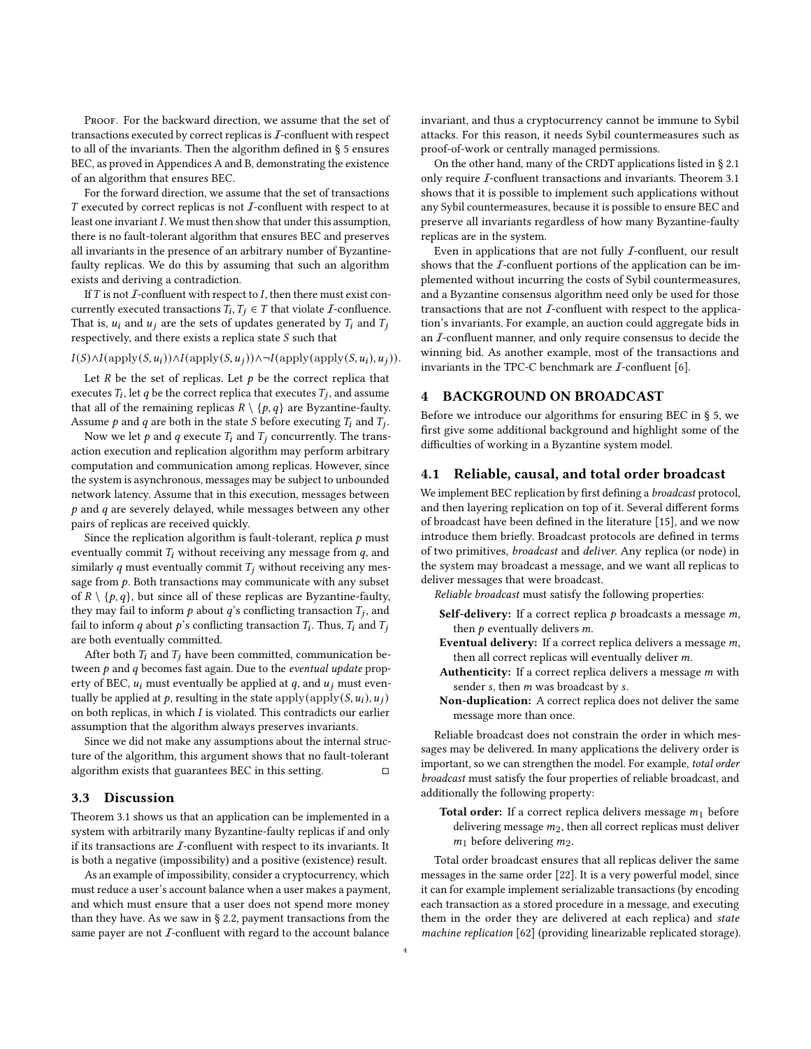Proof. For the backward direction, we assume that the set of transactions executed by correct replicas is $\mathcal{I}$-confluent with respect to all of the invariants. Then the algorithm defined in § 5 ensures BEC, as proved in Appendices A and B, demonstrating the existence of an algorithm that ensures BEC.

For the forward direction, we assume that the set of transactions $T$ executed by correct replicas is not $\mathcal{I}$-confluent with respect to at least one invariant $I$. We must then show that under this assumption, there is no fault-tolerant algorithm that ensures BEC and preserves all invariants in the presence of an arbitrary number of Byzantine-faulty replicas. We do this by assuming that such an algorithm exists and deriving a contradiction.

If $T$ is not $\mathcal{I}$-confluent with respect to $I$, then there must exist concurrently executed transactions $T_i, T_j \in T$ that violate $\mathcal{I}$-confluence. That is, $u_i$ and $u_j$ are the sets of updates generated by $T_i$ and $T_j$ respectively, and there exists a replica state $S$ such that

$$I(S) \wedge I(\text{apply}(S, u_i)) \wedge I(\text{apply}(S, u_j)) \wedge \neg I(\text{apply}(\text{apply}(S, u_i), u_j)).$$

Let $R$ be the set of replicas. Let $p$ be the correct replica that executes $T_i$, let $q$ be the correct replica that executes $T_j$, and assume that all of the remaining replicas $R \setminus \{p, q\}$ are Byzantine-faulty. Assume $p$ and $q$ are both in the state $S$ before executing $T_i$ and $T_j$.

Now we let $p$ and $q$ execute $T_i$ and $T_j$ concurrently. The transaction execution and replication algorithm may perform arbitrary computation and communication among replicas. However, since the system is asynchronous, messages may be subject to unbounded network latency. Assume that in this execution, messages between $p$ and $q$ are severely delayed, while messages between any other pairs of replicas are received quickly.

Since the replication algorithm is fault-tolerant, replica $p$ must eventually commit $T_i$ without receiving any message from $q$, and similarly $q$ must eventually commit $T_j$ without receiving any message from $p$. Both transactions may communicate with any subset of $R \setminus \{p, q\}$, but since all of these replicas are Byzantine-faulty, they may fail to inform $p$ about $q$'s conflicting transaction $T_j$, and fail to inform $q$ about $p$'s conflicting transaction $T_i$. Thus, $T_i$ and $T_j$ are both eventually committed.

After both $T_i$ and $T_j$ have been committed, communication between $p$ and $q$ becomes fast again. Due to the *eventual update* property of BEC, $u_i$ must eventually be applied at $q$, and $u_j$ must eventually be applied at $p$, resulting in the state $\text{apply}(\text{apply}(S, u_i), u_j)$ on both replicas, in which $I$ is violated. This contradicts our earlier assumption that the algorithm always preserves invariants.

Since we did not make any assumptions about the internal structure of the algorithm, this argument shows that no fault-tolerant algorithm exists that guarantees BEC in this setting. □

### 3.3 Discussion

Theorem 3.1 shows us that an application can be implemented in a system with arbitrarily many Byzantine-faulty replicas if and only if its transactions are $\mathcal{I}$-confluent with respect to its invariants. It is both a negative (impossibility) and a positive (existence) result.

As an example of impossibility, consider a cryptocurrency, which must reduce a user's account balance when a user makes a payment, and which must ensure that a user does not spend more money than they have. As we saw in § 2.2, payment transactions from the same payer are not $\mathcal{I}$-confluent with regard to the account balance invariant, and thus a cryptocurrency cannot be immune to Sybil attacks. For this reason, it needs Sybil countermeasures such as proof-of-work or centrally managed permissions.

On the other hand, many of the CRDT applications listed in § 2.1 only require $\mathcal{I}$-confluent transactions and invariants. Theorem 3.1 shows that it is possible to implement such applications without any Sybil countermeasures, because it is possible to ensure BEC and preserve all invariants regardless of how many Byzantine-faulty replicas are in the system.

Even in applications that are not fully $\mathcal{I}$-confluent, our result shows that the $\mathcal{I}$-confluent portions of the application can be implemented without incurring the costs of Sybil countermeasures, and a Byzantine consensus algorithm need only be used for those transactions that are not $\mathcal{I}$-confluent with respect to the application's invariants. For example, an auction could aggregate bids in an $\mathcal{I}$-confluent manner, and only require consensus to decide the winning bid. As another example, most of the transactions and invariants in the TPC-C benchmark are $\mathcal{I}$-confluent [6].

## 4 BACKGROUND ON BROADCAST

Before we introduce our algorithms for ensuring BEC in § 5, we first give some additional background and highlight some of the difficulties of working in a Byzantine system model.

### 4.1 Reliable, causal, and total order broadcast

We implement BEC replication by first defining a *broadcast* protocol, and then layering replication on top of it. Several different forms of broadcast have been defined in the literature [15], and we now introduce them briefly. Broadcast protocols are defined in terms of two primitives, *broadcast* and *deliver*. Any replica (or node) in the system may broadcast a message, and we want all replicas to deliver messages that were broadcast.

*Reliable broadcast* must satisfy the following properties:

- **Self-delivery:** If a correct replica $p$ broadcasts a message $m$, then $p$ eventually delivers $m$.
- **Eventual delivery:** If a correct replica delivers a message $m$, then all correct replicas will eventually deliver $m$.
- **Authenticity:** If a correct replica delivers a message $m$ with sender $s$, then $m$ was broadcast by $s$.
- **Non-duplication:** A correct replica does not deliver the same message more than once.

Reliable broadcast does not constrain the order in which messages may be delivered. In many applications the delivery order is important, so we can strengthen the model. For example, *total order broadcast* must satisfy the four properties of reliable broadcast, and additionally the following property:

- **Total order:** If a correct replica delivers message $m_1$ before delivering message $m_2$, then all correct replicas must deliver $m_1$ before delivering $m_2$.

Total order broadcast ensures that all replicas deliver the same messages in the same order [22]. It is a very powerful model, since it can for example implement serializable transactions (by encoding each transaction as a stored procedure in a message, and executing them in the order they are delivered at each replica) and *state machine replication* [62] (providing linearizable replicated storage).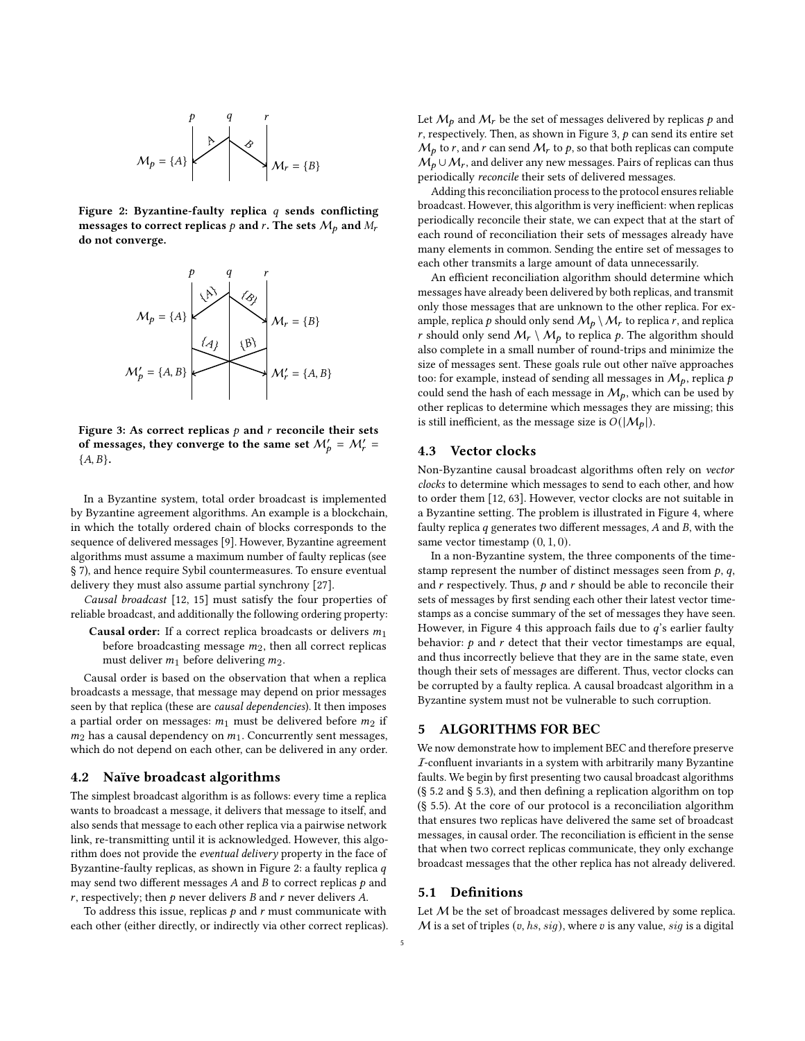Figure 2: Byzantine-faulty replica $q$ sends conflicting messages to correct replicas $p$ and $r$. The sets $\mathcal{M}_p$ and $\mathcal{M}_r$ do not converge.

Figure 3: As correct replicas $p$ and $r$ reconcile their sets of messages, they converge to the same set $\mathcal{M}'_p = \mathcal{M}'_r = \{A, B\}$.

In a Byzantine system, total order broadcast is implemented by Byzantine agreement algorithms. An example is a blockchain, in which the totally ordered chain of blocks corresponds to the sequence of delivered messages [9]. However, Byzantine agreement algorithms must assume a maximum number of faulty replicas (see § 7), and hence require Sybil countermeasures. To ensure eventual delivery they must also assume partial synchrony [27].

*Causal broadcast* [12, 15] must satisfy the four properties of reliable broadcast, and additionally the following ordering property:

**Causal order:** If a correct replica broadcasts or delivers $m_1$ before broadcasting message $m_2$, then all correct replicas must deliver $m_1$ before delivering $m_2$.

Causal order is based on the observation that when a replica broadcasts a message, that message may depend on prior messages seen by that replica (these are *causal dependencies*). It then imposes a partial order on messages: $m_1$ must be delivered before $m_2$ if $m_2$ has a causal dependency on $m_1$. Concurrently sent messages, which do not depend on each other, can be delivered in any order.

### 4.2 Naïve broadcast algorithms

The simplest broadcast algorithm is as follows: every time a replica wants to broadcast a message, it delivers that message to itself, and also sends that message to each other replica via a pairwise network link, re-transmitting until it is acknowledged. However, this algorithm does not provide the *eventual delivery* property in the face of Byzantine-faulty replicas, as shown in Figure 2: a faulty replica $q$ may send two different messages $A$ and $B$ to correct replicas $p$ and $r$, respectively; then $p$ never delivers $B$ and $r$ never delivers $A$.

To address this issue, replicas $p$ and $r$ must communicate with each other (either directly, or indirectly via other correct replicas). Let $\mathcal{M}_p$ and $\mathcal{M}_r$ be the set of messages delivered by replicas $p$ and $r$, respectively. Then, as shown in Figure 3, $p$ can send its entire set $\mathcal{M}_p$ to $r$, and $r$ can send $\mathcal{M}_r$ to $p$, so that both replicas can compute $\mathcal{M}_p \cup \mathcal{M}_r$, and deliver any new messages. Pairs of replicas can thus periodically *reconcile* their sets of delivered messages.

Adding this reconciliation process to the protocol ensures reliable broadcast. However, this algorithm is very inefficient: when replicas periodically reconcile their state, we can expect that at the start of each round of reconciliation their sets of messages already have many elements in common. Sending the entire set of messages to each other transmits a large amount of data unnecessarily.

An efficient reconciliation algorithm should determine which messages have already been delivered by both replicas, and transmit only those messages that are unknown to the other replica. For example, replica $p$ should only send $\mathcal{M}_p \setminus \mathcal{M}_r$ to replica $r$, and replica $r$ should only send $\mathcal{M}_r \setminus \mathcal{M}_p$ to replica $p$. The algorithm should also complete in a small number of round-trips and minimize the size of messages sent. These goals rule out other naïve approaches too: for example, instead of sending all messages in $\mathcal{M}_p$, replica $p$ could send the hash of each message in $\mathcal{M}_p$, which can be used by other replicas to determine which messages they are missing; this is still inefficient, as the message size is $O(|\mathcal{M}_p|)$.

### 4.3 Vector clocks

Non-Byzantine causal broadcast algorithms often rely on *vector clocks* to determine which messages to send to each other, and how to order them [12, 63]. However, vector clocks are not suitable in a Byzantine setting. The problem is illustrated in Figure 4, where faulty replica $q$ generates two different messages, $A$ and $B$, with the same vector timestamp $(0, 1, 0)$.

In a non-Byzantine system, the three components of the timestamp represent the number of distinct messages seen from $p$, $q$, and $r$ respectively. Thus, $p$ and $r$ should be able to reconcile their sets of messages by first sending each other their latest vector timestamps as a concise summary of the set of messages they have seen. However, in Figure 4 this approach fails due to $q$'s earlier faulty behavior: $p$ and $r$ detect that their vector timestamps are equal, and thus incorrectly believe that they are in the same state, even though their sets of messages are different. Thus, vector clocks can be corrupted by a faulty replica. A causal broadcast algorithm in a Byzantine system must not be vulnerable to such corruption.

## 5 ALGORITHMS FOR BEC

We now demonstrate how to implement BEC and therefore preserve $\mathcal{I}$-confluent invariants in a system with arbitrarily many Byzantine faults. We begin by first presenting two causal broadcast algorithms (§ 5.2 and § 5.3), and then defining a replication algorithm on top (§ 5.5). At the core of our protocol is a reconciliation algorithm that ensures two replicas have delivered the same set of broadcast messages, in causal order. The reconciliation is efficient in the sense that when two correct replicas communicate, they only exchange broadcast messages that the other replica has not already delivered.

### 5.1 Definitions

Let $\mathcal{M}$ be the set of broadcast messages delivered by some replica. $\mathcal{M}$ is a set of triples $(v, hs, sig)$, where $v$ is any value, $sig$ is a digital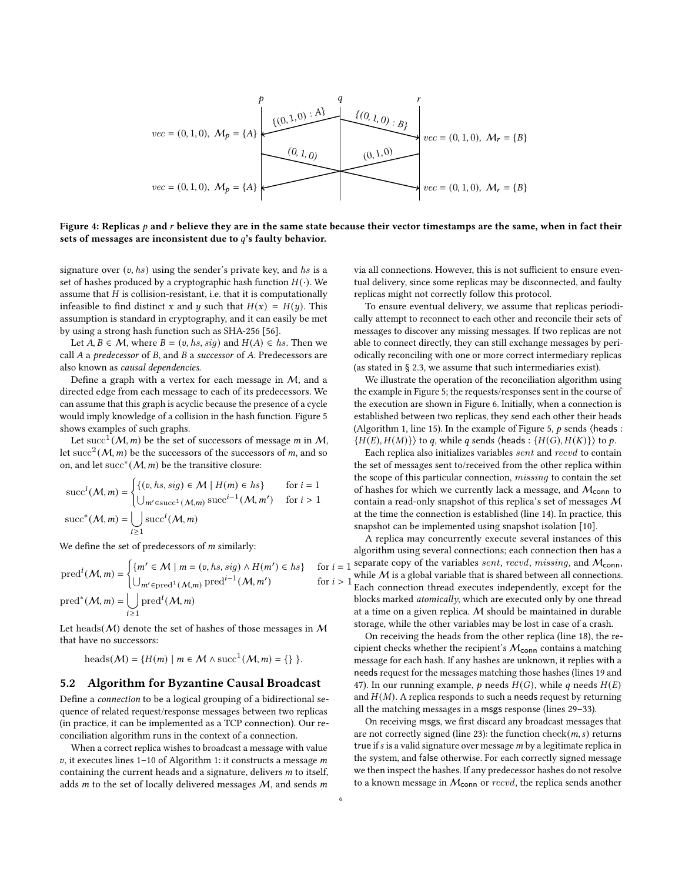Figure 4: Replicas $p$ and $r$ believe they are in the same state because their vector timestamps are the same, when in fact their sets of messages are inconsistent due to $q$'s faulty behavior.

signature over $(v, hs)$ using the sender's private key, and $hs$ is a set of hashes produced by a cryptographic hash function $H(\cdot)$. We assume that $H$ is collision-resistant, i.e. that it is computationally infeasible to find distinct $x$ and $y$ such that $H(x) = H(y)$. This assumption is standard in cryptography, and it can easily be met by using a strong hash function such as SHA-256 [56].

Let $A, B \in \mathcal{M}$, where $B = (v, hs, sig)$ and $H(A) \in hs$. Then we call $A$ a *predecessor* of $B$, and $B$ a *successor* of $A$. Predecessors are also known as *causal dependencies*.

Define a graph with a vertex for each message in $\mathcal{M}$, and a directed edge from each message to each of its predecessors. We can assume that this graph is acyclic because the presence of a cycle would imply knowledge of a collision in the hash function. Figure 5 shows examples of such graphs.

Let $\mathrm{succ}^1(\mathcal{M}, m)$ be the set of successors of message $m$ in $\mathcal{M}$, let $\mathrm{succ}^2(\mathcal{M}, m)$ be the successors of the successors of $m$, and so on, and let $\mathrm{succ}^*(\mathcal{M}, m)$ be the transitive closure:

$$\mathrm{succ}^i(\mathcal{M}, m) = \begin{cases} \{(v, hs, sig) \in \mathcal{M} \mid H(m) \in hs\} & \text{for } i = 1 \\ \bigcup_{m' \in \mathrm{succ}^1(\mathcal{M}, m)} \mathrm{succ}^{i-1}(\mathcal{M}, m') & \text{for } i > 1 \end{cases}$$

$$\mathrm{succ}^*(\mathcal{M}, m) = \bigcup_{i \geq 1} \mathrm{succ}^i(\mathcal{M}, m)$$

We define the set of predecessors of $m$ similarly:

$$\mathrm{pred}^i(\mathcal{M}, m) = \begin{cases} \{m' \in \mathcal{M} \mid m = (v, hs, sig) \wedge H(m') \in hs\} & \text{for } i = 1 \\ \bigcup_{m' \in \mathrm{pred}^1(\mathcal{M}, m)} \mathrm{pred}^{i-1}(\mathcal{M}, m') & \text{for } i > 1 \end{cases}$$

$$\mathrm{pred}^*(\mathcal{M}, m) = \bigcup_{i \geq 1} \mathrm{pred}^i(\mathcal{M}, m)$$

Let $\mathrm{heads}(\mathcal{M})$ denote the set of hashes of those messages in $\mathcal{M}$ that have no successors:

$$\mathrm{heads}(\mathcal{M}) = \{H(m) \mid m \in \mathcal{M} \wedge \mathrm{succ}^1(\mathcal{M}, m) = \{\}\ \}.$$

## 5.2 Algorithm for Byzantine Causal Broadcast

Define a *connection* to be a logical grouping of a bidirectional sequence of related request/response messages between two replicas (in practice, it can be implemented as a TCP connection). Our reconciliation algorithm runs in the context of a connection.

When a correct replica wishes to broadcast a message with value $v$, it executes lines 1–10 of Algorithm 1: it constructs a message $m$ containing the current heads and a signature, delivers $m$ to itself, adds $m$ to the set of locally delivered messages $\mathcal{M}$, and sends $m$ via all connections. However, this is not sufficient to ensure eventual delivery, since some replicas may be disconnected, and faulty replicas might not correctly follow this protocol.

To ensure eventual delivery, we assume that replicas periodically attempt to reconnect to each other and reconcile their sets of messages to discover any missing messages. If two replicas are not able to connect directly, they can still exchange messages by periodically reconciling with one or more correct intermediary replicas (as stated in § 2.3, we assume that such intermediaries exist).

We illustrate the operation of the reconciliation algorithm using the example in Figure 5; the requests/responses sent in the course of the execution are shown in Figure 6. Initially, when a connection is established between two replicas, they send each other their heads (Algorithm 1, line 15). In the example of Figure 5, $p$ sends $\langle$heads : $\{H(E), H(M)\}\rangle$ to $q$, while $q$ sends $\langle$heads : $\{H(G), H(K)\}\rangle$ to $p$.

Each replica also initializes variables $sent$ and $recvd$ to contain the set of messages sent to/received from the other replica within the scope of this particular connection, $missing$ to contain the set of hashes for which we currently lack a message, and $\mathcal{M}_{\mathsf{conn}}$ to contain a read-only snapshot of this replica's set of messages $\mathcal{M}$ at the time the connection is established (line 14). In practice, this snapshot can be implemented using snapshot isolation [10].

A replica may concurrently execute several instances of this algorithm using several connections; each connection then has a separate copy of the variables $sent$, $recvd$, $missing$, and $\mathcal{M}_{\mathsf{conn}}$, while $\mathcal{M}$ is a global variable that is shared between all connections. Each connection thread executes independently, except for the blocks marked *atomically*, which are executed only by one thread at a time on a given replica. $\mathcal{M}$ should be maintained in durable storage, while the other variables may be lost in case of a crash.

On receiving the heads from the other replica (line 18), the recipient checks whether the recipient's $\mathcal{M}_{\mathsf{conn}}$ contains a matching message for each hash. If any hashes are unknown, it replies with a needs request for the messages matching those hashes (lines 19 and 47). In our running example, $p$ needs $H(G)$, while $q$ needs $H(E)$ and $H(M)$. A replica responds to such a needs request by returning all the matching messages in a msgs response (lines 29–33).

On receiving msgs, we first discard any broadcast messages that are not correctly signed (line 23): the function $\mathrm{check}(m, s)$ returns true if $s$ is a valid signature over message $m$ by a legitimate replica in the system, and false otherwise. For each correctly signed message we then inspect the hashes. If any predecessor hashes do not resolve to a known message in $\mathcal{M}_{\mathsf{conn}}$ or $recvd$, the replica sends another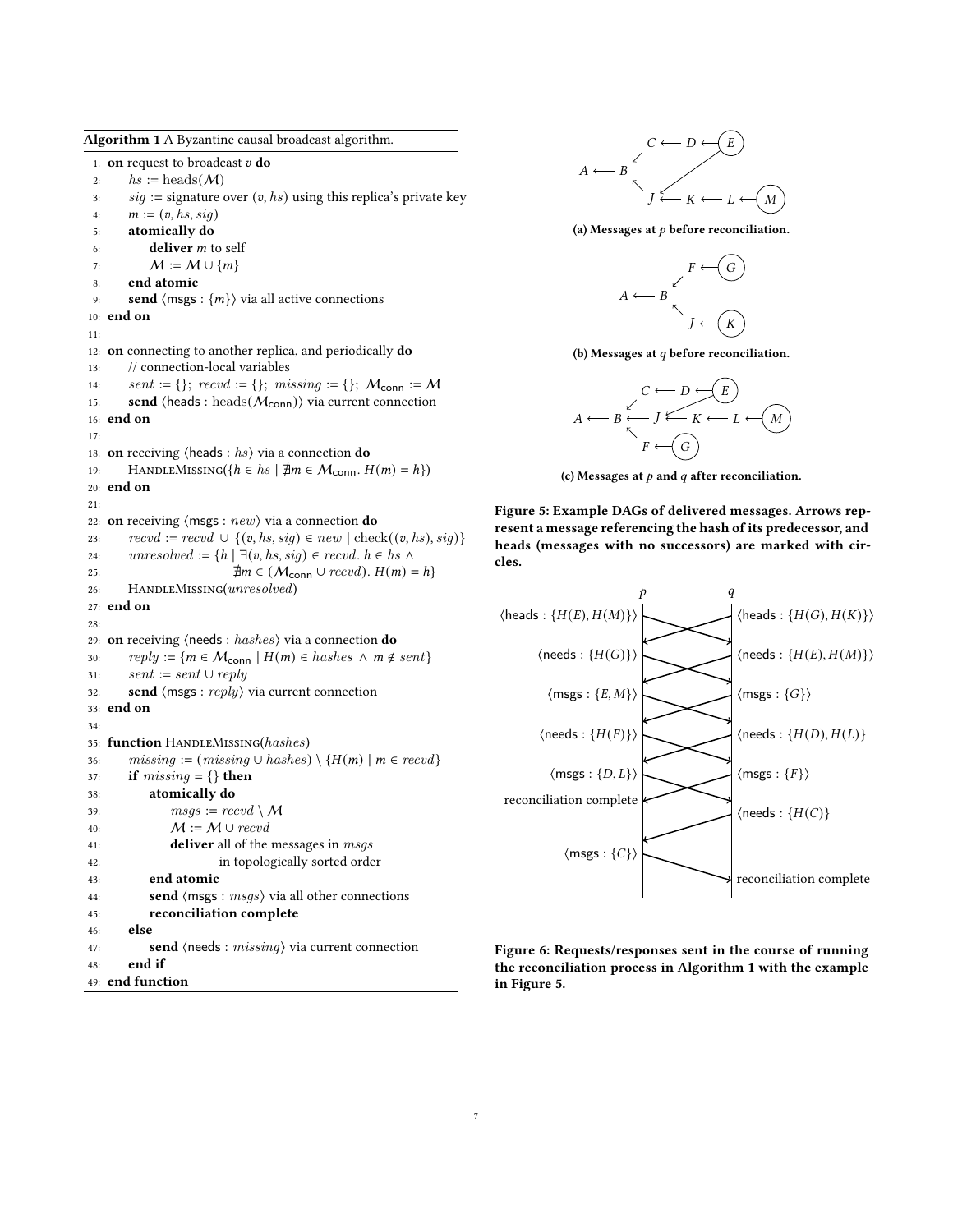**Algorithm 1** A Byzantine causal broadcast algorithm.

```
1:  on request to broadcast v do
2:      hs := heads(M)
3:      sig := signature over (v, hs) using this replica's private key
4:      m := (v, hs, sig)
5:      atomically do
6:          deliver m to self
7:          M := M ∪ {m}
8:      end atomic
9:      send ⟨msgs : {m}⟩ via all active connections
10: end on
11:
12: on connecting to another replica, and periodically do
13:     // connection-local variables
14:     sent := {}; recvd := {}; missing := {}; M_conn := M
15:     send ⟨heads : heads(M_conn)⟩ via current connection
16: end on
17:
18: on receiving ⟨heads : hs⟩ via a connection do
19:     HandleMissing({h ∈ hs | ∄m ∈ M_conn. H(m) = h})
20: end on
21:
22: on receiving ⟨msgs : new⟩ via a connection do
23:     recvd := recvd ∪ {(v, hs, sig) ∈ new | check((v, hs), sig)}
24:     unresolved := {h | ∃(v, hs, sig) ∈ recvd. h ∈ hs ∧
25:                        ∄m ∈ (M_conn ∪ recvd). H(m) = h}
26:     HandleMissing(unresolved)
27: end on
28:
29: on receiving ⟨needs : hashes⟩ via a connection do
30:     reply := {m ∈ M_conn | H(m) ∈ hashes ∧ m ∉ sent}
31:     sent := sent ∪ reply
32:     send ⟨msgs : reply⟩ via current connection
33: end on
34:
35: function HandleMissing(hashes)
36:     missing := (missing ∪ hashes) \ {H(m) | m ∈ recvd}
37:     if missing = {} then
38:         atomically do
39:             msgs := recvd \ M
40:             M := M ∪ recvd
41:             deliver all of the messages in msgs
42:                 in topologically sorted order
43:         end atomic
44:         send ⟨msgs : msgs⟩ via all other connections
45:         reconciliation complete
46:     else
47:         send ⟨needs : missing⟩ via current connection
48:     end if
49: end function
```

(a) Messages at $p$ before reconciliation.

(b) Messages at $q$ before reconciliation.

(c) Messages at $p$ and $q$ after reconciliation.

**Figure 5: Example DAGs of delivered messages. Arrows represent a message referencing the hash of its predecessor, and heads (messages with no successors) are marked with circles.**

| $p$ | $q$ |
|---|---|
| ⟨heads : $\{H(E), H(M)\}$⟩ | ⟨heads : $\{H(G), H(K)\}$⟩ |
| ⟨needs : $\{H(G)\}$⟩ | ⟨needs : $\{H(E), H(M)\}$⟩ |
| ⟨msgs : $\{E, M\}$⟩ | ⟨msgs : $\{G\}$⟩ |
| ⟨needs : $\{H(F)\}$⟩ | ⟨needs : $\{H(D), H(L)\}$ |
| ⟨msgs : $\{D, L\}$⟩ | ⟨msgs : $\{F\}$⟩ |
| reconciliation complete | ⟨needs : $\{H(C)\}$ |
| ⟨msgs : $\{C\}$⟩ | |
| | reconciliation complete |

**Figure 6: Requests/responses sent in the course of running the reconciliation process in Algorithm 1 with the example in Figure 5.**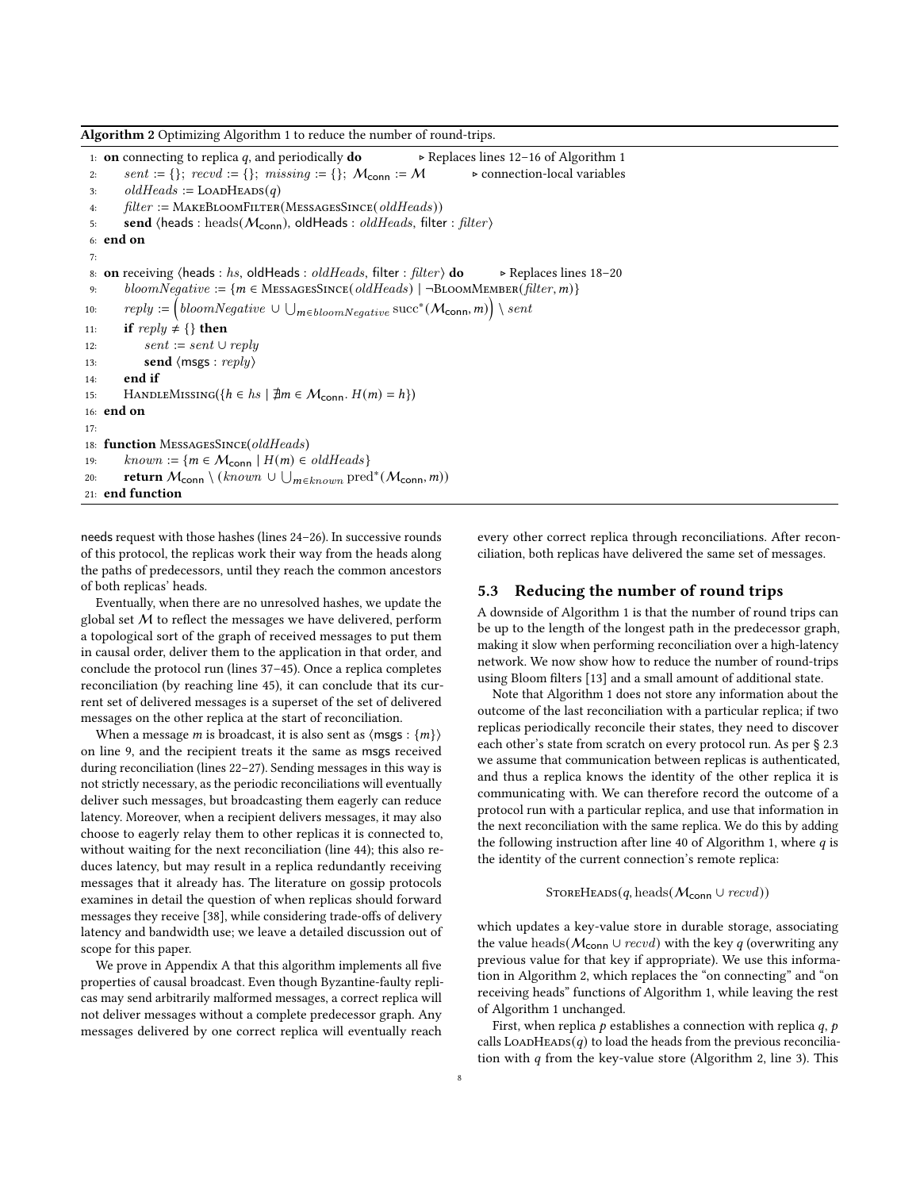**Algorithm 2** Optimizing Algorithm 1 to reduce the number of round-trips.

```
1:  on connecting to replica q, and periodically do            ▷ Replaces lines 12–16 of Algorithm 1
2:      sent := {}; recvd := {}; missing := {}; M_conn := M     ▷ connection-local variables
3:      oldHeads := LoadHeads(q)
4:      filter := MakeBloomFilter(MessagesSince(oldHeads))
5:      send ⟨heads : heads(M_conn), oldHeads : oldHeads, filter : filter⟩
6:  end on
7:
8:  on receiving ⟨heads : hs, oldHeads : oldHeads, filter : filter⟩ do     ▷ Replaces lines 18–20
9:      bloomNegative := {m ∈ MessagesSince(oldHeads) | ¬BloomMember(filter, m)}
10:     reply := (bloomNegative ∪ ⋃_{m∈bloomNegative} succ*(M_conn, m)) \ sent
11:     if reply ≠ {} then
12:         sent := sent ∪ reply
13:         send ⟨msgs : reply⟩
14:     end if
15:     HandleMissing({h ∈ hs | ∄m ∈ M_conn. H(m) = h})
16: end on
17:
18: function MessagesSince(oldHeads)
19:     known := {m ∈ M_conn | H(m) ∈ oldHeads}
20:     return M_conn \ (known ∪ ⋃_{m∈known} pred*(M_conn, m))
21: end function
```

needs request with those hashes (lines 24–26). In successive rounds of this protocol, the replicas work their way from the heads along the paths of predecessors, until they reach the common ancestors of both replicas' heads.

Eventually, when there are no unresolved hashes, we update the global set $\mathcal{M}$ to reflect the messages we have delivered, perform a topological sort of the graph of received messages to put them in causal order, deliver them to the application in that order, and conclude the protocol run (lines 37–45). Once a replica completes reconciliation (by reaching line 45), it can conclude that its current set of delivered messages is a superset of the set of delivered messages on the other replica at the start of reconciliation.

When a message $m$ is broadcast, it is also sent as $\langle \mathsf{msgs} : \{m\} \rangle$ on line 9, and the recipient treats it the same as msgs received during reconciliation (lines 22–27). Sending messages in this way is not strictly necessary, as the periodic reconciliations will eventually deliver such messages, but broadcasting them eagerly can reduce latency. Moreover, when a recipient delivers messages, it may also choose to eagerly relay them to other replicas it is connected to, without waiting for the next reconciliation (line 44); this also reduces latency, but may result in a replica redundantly receiving messages that it already has. The literature on gossip protocols examines in detail the question of when replicas should forward messages they receive [38], while considering trade-offs of delivery latency and bandwidth use; we leave a detailed discussion out of scope for this paper.

We prove in Appendix A that this algorithm implements all five properties of causal broadcast. Even though Byzantine-faulty replicas may send arbitrarily malformed messages, a correct replica will not deliver messages without a complete predecessor graph. Any messages delivered by one correct replica will eventually reach every other correct replica through reconciliations. After reconciliation, both replicas have delivered the same set of messages.

### 5.3 Reducing the number of round trips

A downside of Algorithm 1 is that the number of round trips can be up to the length of the longest path in the predecessor graph, making it slow when performing reconciliation over a high-latency network. We now show how to reduce the number of round-trips using Bloom filters [13] and a small amount of additional state.

Note that Algorithm 1 does not store any information about the outcome of the last reconciliation with a particular replica; if two replicas periodically reconcile their states, they need to discover each other's state from scratch on every protocol run. As per § 2.3 we assume that communication between replicas is authenticated, and thus a replica knows the identity of the other replica it is communicating with. We can therefore record the outcome of a protocol run with a particular replica, and use that information in the next reconciliation with the same replica. We do this by adding the following instruction after line 40 of Algorithm 1, where $q$ is the identity of the current connection's remote replica:

$$\textsc{StoreHeads}(q, \mathrm{heads}(\mathcal{M}_{\mathsf{conn}} \cup recvd))$$

which updates a key-value store in durable storage, associating the value $\mathrm{heads}(\mathcal{M}_{\mathsf{conn}} \cup recvd)$ with the key $q$ (overwriting any previous value for that key if appropriate). We use this information in Algorithm 2, which replaces the "on connecting" and "on receiving heads" functions of Algorithm 1, while leaving the rest of Algorithm 1 unchanged.

First, when replica $p$ establishes a connection with replica $q$, $p$ calls $\textsc{LoadHeads}(q)$ to load the heads from the previous reconciliation with $q$ from the key-value store (Algorithm 2, line 3). This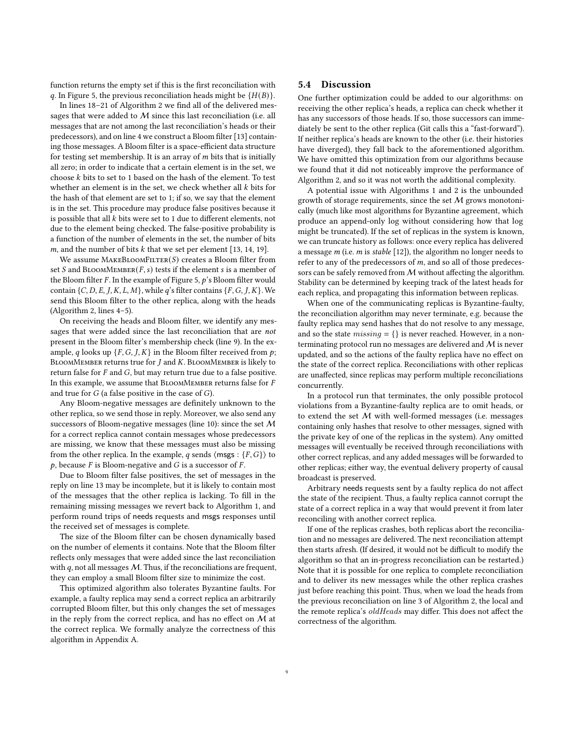function returns the empty set if this is the first reconciliation with $q$. In Figure 5, the previous reconciliation heads might be $\{H(B)\}$.

In lines 18–21 of Algorithm 2 we find all of the delivered messages that were added to $\mathcal{M}$ since this last reconciliation (i.e. all messages that are not among the last reconciliation's heads or their predecessors), and on line 4 we construct a Bloom filter [13] containing those messages. A Bloom filter is a space-efficient data structure for testing set membership. It is an array of $m$ bits that is initially all zero; in order to indicate that a certain element is in the set, we choose $k$ bits to set to 1 based on the hash of the element. To test whether an element is in the set, we check whether all $k$ bits for the hash of that element are set to 1; if so, we say that the element is in the set. This procedure may produce false positives because it is possible that all $k$ bits were set to 1 due to different elements, not due to the element being checked. The false-positive probability is a function of the number of elements in the set, the number of bits $m$, and the number of bits $k$ that we set per element [13, 14, 19].

We assume MakeBloomFilter($S$) creates a Bloom filter from set $S$ and BloomMember($F, s$) tests if the element $s$ is a member of the Bloom filter $F$. In the example of Figure 5, $p$'s Bloom filter would contain $\{C, D, E, J, K, L, M\}$, while $q$'s filter contains $\{F, G, J, K\}$. We send this Bloom filter to the other replica, along with the heads (Algorithm 2, lines 4–5).

On receiving the heads and Bloom filter, we identify any messages that were added since the last reconciliation that are *not* present in the Bloom filter's membership check (line 9). In the example, $q$ looks up $\{F, G, J, K\}$ in the Bloom filter received from $p$; BloomMember returns true for $J$ and $K$. BloomMember is likely to return false for $F$ and $G$, but may return true due to a false positive. In this example, we assume that BloomMember returns false for $F$ and true for $G$ (a false positive in the case of $G$).

Any Bloom-negative messages are definitely unknown to the other replica, so we send those in reply. Moreover, we also send any successors of Bloom-negative messages (line 10): since the set $\mathcal{M}$ for a correct replica cannot contain messages whose predecessors are missing, we know that these messages must also be missing from the other replica. In the example, $q$ sends $\langle \mathsf{msgs} : \{F, G\} \rangle$ to $p$, because $F$ is Bloom-negative and $G$ is a successor of $F$.

Due to Bloom filter false positives, the set of messages in the reply on line 13 may be incomplete, but it is likely to contain most of the messages that the other replica is lacking. To fill in the remaining missing messages we revert back to Algorithm 1, and perform round trips of needs requests and msgs responses until the received set of messages is complete.

The size of the Bloom filter can be chosen dynamically based on the number of elements it contains. Note that the Bloom filter reflects only messages that were added since the last reconciliation with $q$, not all messages $\mathcal{M}$. Thus, if the reconciliations are frequent, they can employ a small Bloom filter size to minimize the cost.

This optimized algorithm also tolerates Byzantine faults. For example, a faulty replica may send a correct replica an arbitrarily corrupted Bloom filter, but this only changes the set of messages in the reply from the correct replica, and has no effect on $\mathcal{M}$ at the correct replica. We formally analyze the correctness of this algorithm in Appendix A.

## 5.4 Discussion

One further optimization could be added to our algorithms: on receiving the other replica's heads, a replica can check whether it has any successors of those heads. If so, those successors can immediately be sent to the other replica (Git calls this a "fast-forward"). If neither replica's heads are known to the other (i.e. their histories have diverged), they fall back to the aforementioned algorithm. We have omitted this optimization from our algorithms because we found that it did not noticeably improve the performance of Algorithm 2, and so it was not worth the additional complexity.

A potential issue with Algorithms 1 and 2 is the unbounded growth of storage requirements, since the set $\mathcal{M}$ grows monotonically (much like most algorithms for Byzantine agreement, which produce an append-only log without considering how that log might be truncated). If the set of replicas in the system is known, we can truncate history as follows: once every replica has delivered a message $m$ (i.e. $m$ is *stable* [12]), the algorithm no longer needs to refer to any of the predecessors of $m$, and so all of those predecessors can be safely removed from $\mathcal{M}$ without affecting the algorithm. Stability can be determined by keeping track of the latest heads for each replica, and propagating this information between replicas.

When one of the communicating replicas is Byzantine-faulty, the reconciliation algorithm may never terminate, e.g. because the faulty replica may send hashes that do not resolve to any message, and so the state $missing = \{\}$ is never reached. However, in a non-terminating protocol run no messages are delivered and $\mathcal{M}$ is never updated, and so the actions of the faulty replica have no effect on the state of the correct replica. Reconciliations with other replicas are unaffected, since replicas may perform multiple reconciliations concurrently.

In a protocol run that terminates, the only possible protocol violations from a Byzantine-faulty replica are to omit heads, or to extend the set $\mathcal{M}$ with well-formed messages (i.e. messages containing only hashes that resolve to other messages, signed with the private key of one of the replicas in the system). Any omitted messages will eventually be received through reconciliations with other correct replicas, and any added messages will be forwarded to other replicas; either way, the eventual delivery property of causal broadcast is preserved.

Arbitrary needs requests sent by a faulty replica do not affect the state of the recipient. Thus, a faulty replica cannot corrupt the state of a correct replica in a way that would prevent it from later reconciling with another correct replica.

If one of the replicas crashes, both replicas abort the reconciliation and no messages are delivered. The next reconciliation attempt then starts afresh. (If desired, it would not be difficult to modify the algorithm so that an in-progress reconciliation can be restarted.) Note that it is possible for one replica to complete reconciliation and to deliver its new messages while the other replica crashes just before reaching this point. Thus, when we load the heads from the previous reconciliation on line 3 of Algorithm 2, the local and the remote replica's $oldHeads$ may differ. This does not affect the correctness of the algorithm.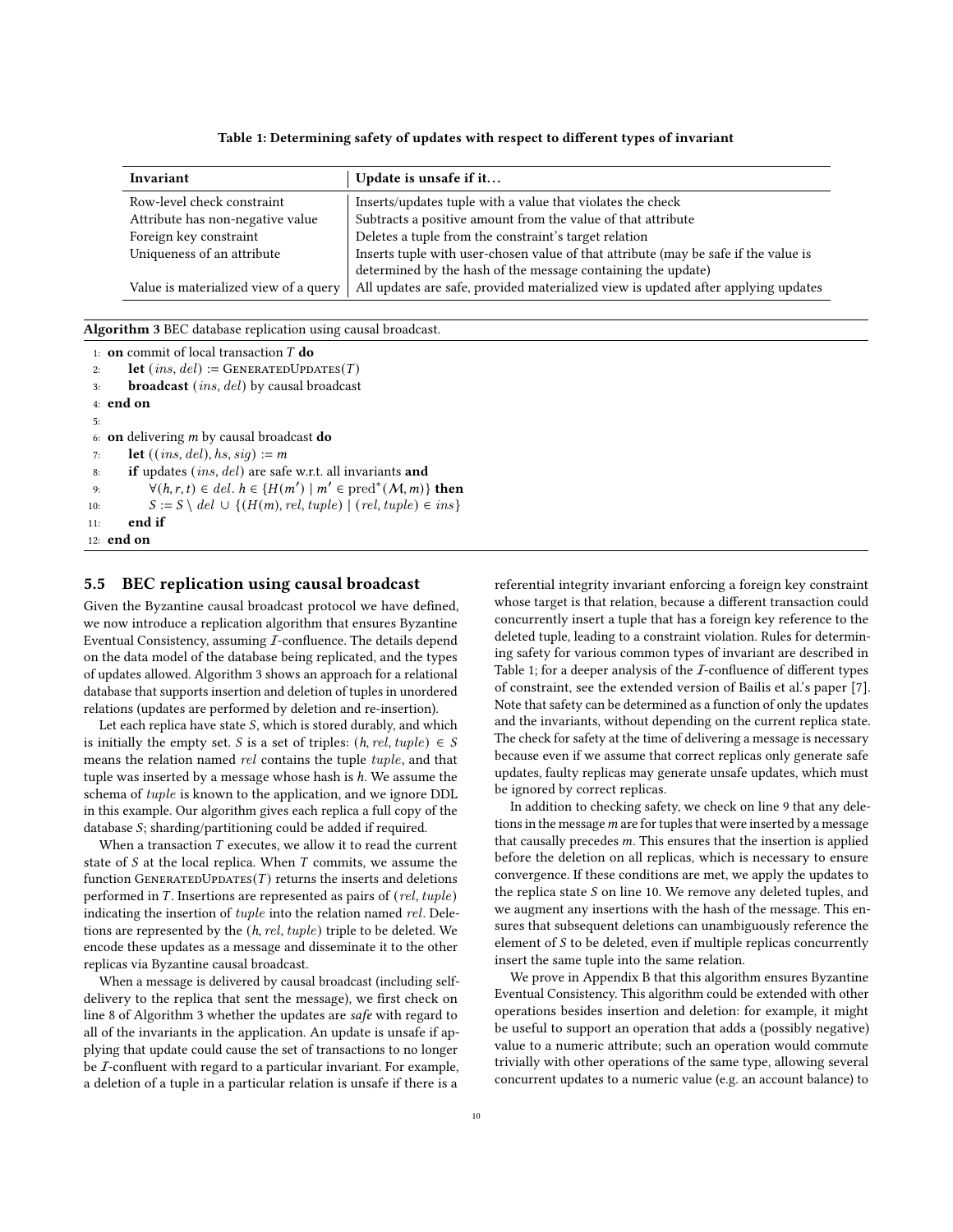**Table 1: Determining safety of updates with respect to different types of invariant**

| Invariant | Update is unsafe if it… |
|---|---|
| Row-level check constraint | Inserts/updates tuple with a value that violates the check |
| Attribute has non-negative value | Subtracts a positive amount from the value of that attribute |
| Foreign key constraint | Deletes a tuple from the constraint's target relation |
| Uniqueness of an attribute | Inserts tuple with user-chosen value of that attribute (may be safe if the value is determined by the hash of the message containing the update) |
| Value is materialized view of a query | All updates are safe, provided materialized view is updated after applying updates |

**Algorithm 3** BEC database replication using causal broadcast.

```
1:  on commit of local transaction T do
2:      let (ins, del) := GeneratedUpdates(T)
3:      broadcast (ins, del) by causal broadcast
4:  end on
5:
6:  on delivering m by causal broadcast do
7:      let ((ins, del), hs, sig) := m
8:      if updates (ins, del) are safe w.r.t. all invariants and
9:          ∀(h, r, t) ∈ del. h ∈ {H(m′) | m′ ∈ pred*(M, m)} then
10:         S := S \ del ∪ {(H(m), rel, tuple) | (rel, tuple) ∈ ins}
11:     end if
12: end on
```

## 5.5 BEC replication using causal broadcast

Given the Byzantine causal broadcast protocol we have defined, we now introduce a replication algorithm that ensures Byzantine Eventual Consistency, assuming $\mathcal{I}$-confluence. The details depend on the data model of the database being replicated, and the types of updates allowed. Algorithm 3 shows an approach for a relational database that supports insertion and deletion of tuples in unordered relations (updates are performed by deletion and re-insertion).

Let each replica have state $S$, which is stored durably, and which is initially the empty set. $S$ is a set of triples: $(h, rel, tuple) \in S$ means the relation named $rel$ contains the tuple $tuple$, and that tuple was inserted by a message whose hash is $h$. We assume the schema of $tuple$ is known to the application, and we ignore DDL in this example. Our algorithm gives each replica a full copy of the database $S$; sharding/partitioning could be added if required.

When a transaction $T$ executes, we allow it to read the current state of $S$ at the local replica. When $T$ commits, we assume the function GeneratedUpdates($T$) returns the inserts and deletions performed in $T$. Insertions are represented as pairs of $(rel, tuple)$ indicating the insertion of $tuple$ into the relation named $rel$. Deletions are represented by the $(h, rel, tuple)$ triple to be deleted. We encode these updates as a message and disseminate it to the other replicas via Byzantine causal broadcast.

When a message is delivered by causal broadcast (including self-delivery to the replica that sent the message), we first check on line 8 of Algorithm 3 whether the updates are *safe* with regard to all of the invariants in the application. An update is unsafe if applying that update could cause the set of transactions to no longer be $\mathcal{I}$-confluent with regard to a particular invariant. For example, a deletion of a tuple in a particular relation is unsafe if there is a referential integrity invariant enforcing a foreign key constraint whose target is that relation, because a different transaction could concurrently insert a tuple that has a foreign key reference to the deleted tuple, leading to a constraint violation. Rules for determining safety for various common types of invariant are described in Table 1; for a deeper analysis of the $\mathcal{I}$-confluence of different types of constraint, see the extended version of Bailis et al.'s paper [7]. Note that safety can be determined as a function of only the updates and the invariants, without depending on the current replica state. The check for safety at the time of delivering a message is necessary because even if we assume that correct replicas only generate safe updates, faulty replicas may generate unsafe updates, which must be ignored by correct replicas.

In addition to checking safety, we check on line 9 that any deletions in the message $m$ are for tuples that were inserted by a message that causally precedes $m$. This ensures that the insertion is applied before the deletion on all replicas, which is necessary to ensure convergence. If these conditions are met, we apply the updates to the replica state $S$ on line 10. We remove any deleted tuples, and we augment any insertions with the hash of the message. This ensures that subsequent deletions can unambiguously reference the element of $S$ to be deleted, even if multiple replicas concurrently insert the same tuple into the same relation.

We prove in Appendix B that this algorithm ensures Byzantine Eventual Consistency. This algorithm could be extended with other operations besides insertion and deletion: for example, it might be useful to support an operation that adds a (possibly negative) value to a numeric attribute; such an operation would commute trivially with other operations of the same type, allowing several concurrent updates to a numeric value (e.g. an account balance) to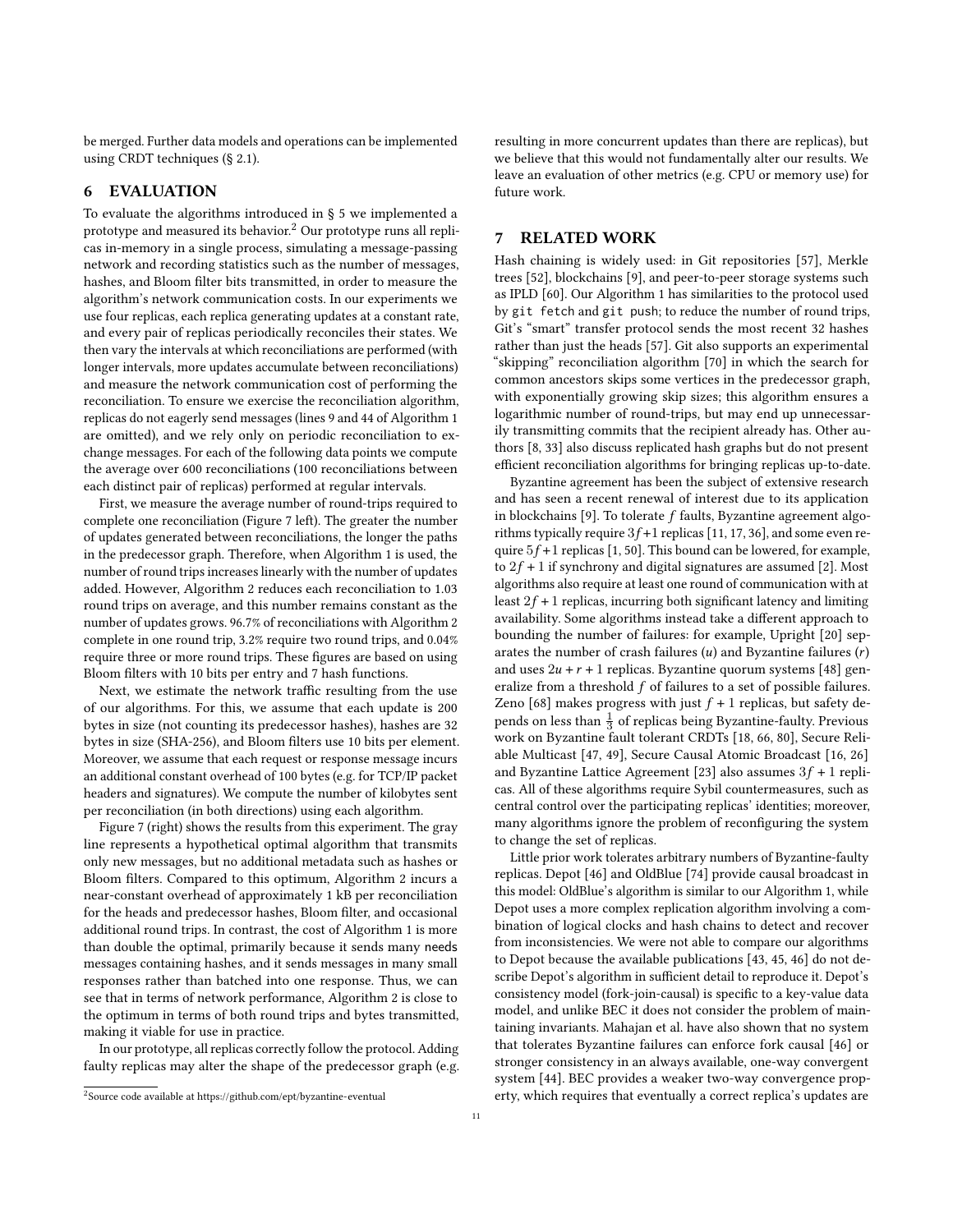be merged. Further data models and operations can be implemented using CRDT techniques (§ 2.1).

## 6 EVALUATION

To evaluate the algorithms introduced in § 5 we implemented a prototype and measured its behavior.[2] Our prototype runs all replicas in-memory in a single process, simulating a message-passing network and recording statistics such as the number of messages, hashes, and Bloom filter bits transmitted, in order to measure the algorithm's network communication costs. In our experiments we use four replicas, each replica generating updates at a constant rate, and every pair of replicas periodically reconciles their states. We then vary the intervals at which reconciliations are performed (with longer intervals, more updates accumulate between reconciliations) and measure the network communication cost of performing the reconciliation. To ensure we exercise the reconciliation algorithm, replicas do not eagerly send messages (lines 9 and 44 of Algorithm 1 are omitted), and we rely only on periodic reconciliation to exchange messages. For each of the following data points we compute the average over 600 reconciliations (100 reconciliations between each distinct pair of replicas) performed at regular intervals.

First, we measure the average number of round-trips required to complete one reconciliation (Figure 7 left). The greater the number of updates generated between reconciliations, the longer the paths in the predecessor graph. Therefore, when Algorithm 1 is used, the number of round trips increases linearly with the number of updates added. However, Algorithm 2 reduces each reconciliation to 1.03 round trips on average, and this number remains constant as the number of updates grows. 96.7% of reconciliations with Algorithm 2 complete in one round trip, 3.2% require two round trips, and 0.04% require three or more round trips. These figures are based on using Bloom filters with 10 bits per entry and 7 hash functions.

Next, we estimate the network traffic resulting from the use of our algorithms. For this, we assume that each update is 200 bytes in size (not counting its predecessor hashes), hashes are 32 bytes in size (SHA-256), and Bloom filters use 10 bits per element. Moreover, we assume that each request or response message incurs an additional constant overhead of 100 bytes (e.g. for TCP/IP packet headers and signatures). We compute the number of kilobytes sent per reconciliation (in both directions) using each algorithm.

Figure 7 (right) shows the results from this experiment. The gray line represents a hypothetical optimal algorithm that transmits only new messages, but no additional metadata such as hashes or Bloom filters. Compared to this optimum, Algorithm 2 incurs a near-constant overhead of approximately 1 kB per reconciliation for the heads and predecessor hashes, Bloom filter, and occasional additional round trips. In contrast, the cost of Algorithm 1 is more than double the optimal, primarily because it sends many needs messages containing hashes, and it sends messages in many small responses rather than batched into one response. Thus, we can see that in terms of network performance, Algorithm 2 is close to the optimum in terms of both round trips and bytes transmitted, making it viable for use in practice.

In our prototype, all replicas correctly follow the protocol. Adding faulty replicas may alter the shape of the predecessor graph (e.g. resulting in more concurrent updates than there are replicas), but we believe that this would not fundamentally alter our results. We leave an evaluation of other metrics (e.g. CPU or memory use) for future work.

[2] Source code available at https://github.com/ept/byzantine-eventual

## 7 RELATED WORK

Hash chaining is widely used: in Git repositories [57], Merkle trees [52], blockchains [9], and peer-to-peer storage systems such as IPLD [60]. Our Algorithm 1 has similarities to the protocol used by `git fetch` and `git push`; to reduce the number of round trips, Git's "smart" transfer protocol sends the most recent 32 hashes rather than just the heads [57]. Git also supports an experimental "skipping" reconciliation algorithm [70] in which the search for common ancestors skips some vertices in the predecessor graph, with exponentially growing skip sizes; this algorithm ensures a logarithmic number of round-trips, but may end up unnecessarily transmitting commits that the recipient already has. Other authors [8, 33] also discuss replicated hash graphs but do not present efficient reconciliation algorithms for bringing replicas up-to-date.

Byzantine agreement has been the subject of extensive research and has seen a recent renewal of interest due to its application in blockchains [9]. To tolerate $f$ faults, Byzantine agreement algorithms typically require $3f+1$ replicas [11, 17, 36], and some even require $5f+1$ replicas [1, 50]. This bound can be lowered, for example, to $2f+1$ if synchrony and digital signatures are assumed [2]. Most algorithms also require at least one round of communication with at least $2f+1$ replicas, incurring both significant latency and limiting availability. Some algorithms instead take a different approach to bounding the number of failures: for example, Upright [20] separates the number of crash failures ($u$) and Byzantine failures ($r$) and uses $2u+r+1$ replicas. Byzantine quorum systems [48] generalize from a threshold $f$ of failures to a set of possible failures. Zeno [68] makes progress with just $f+1$ replicas, but safety depends on less than $\frac{1}{3}$ of replicas being Byzantine-faulty. Previous work on Byzantine fault tolerant CRDTs [18, 66, 80], Secure Reliable Multicast [47, 49], Secure Causal Atomic Broadcast [16, 26] and Byzantine Lattice Agreement [23] also assumes $3f+1$ replicas. All of these algorithms require Sybil countermeasures, such as central control over the participating replicas' identities; moreover, many algorithms ignore the problem of reconfiguring the system to change the set of replicas.

Little prior work tolerates arbitrary numbers of Byzantine-faulty replicas. Depot [46] and OldBlue [74] provide causal broadcast in this model: OldBlue's algorithm is similar to our Algorithm 1, while Depot uses a more complex replication algorithm involving a combination of logical clocks and hash chains to detect and recover from inconsistencies. We were not able to compare our algorithms to Depot because the available publications [43, 45, 46] do not describe Depot's algorithm in sufficient detail to reproduce it. Depot's consistency model (fork-join-causal) is specific to a key-value data model, and unlike BEC it does not consider the problem of maintaining invariants. Mahajan et al. have also shown that no system that tolerates Byzantine failures can enforce fork causal [46] or stronger consistency in an always available, one-way convergent system [44]. BEC provides a weaker two-way convergence property, which requires that eventually a correct replica's updates are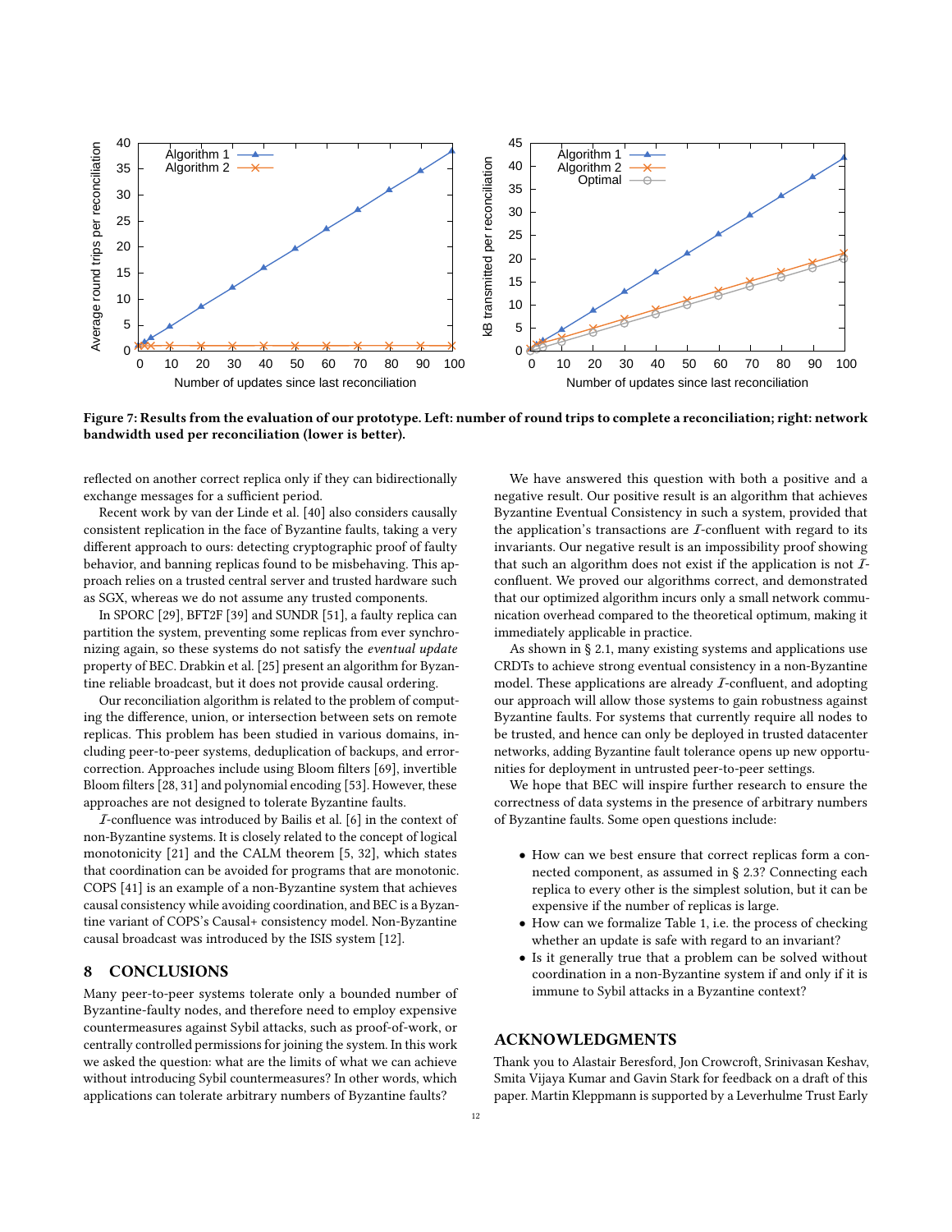Figure 7: Results from the evaluation of our prototype. Left: number of round trips to complete a reconciliation; right: network bandwidth used per reconciliation (lower is better).

reflected on another correct replica only if they can bidirectionally exchange messages for a sufficient period.

Recent work by van der Linde et al. [40] also considers causally consistent replication in the face of Byzantine faults, taking a very different approach to ours: detecting cryptographic proof of faulty behavior, and banning replicas found to be misbehaving. This approach relies on a trusted central server and trusted hardware such as SGX, whereas we do not assume any trusted components.

In SPORC [29], BFT2F [39] and SUNDR [51], a faulty replica can partition the system, preventing some replicas from ever synchronizing again, so these systems do not satisfy the *eventual update* property of BEC. Drabkin et al. [25] present an algorithm for Byzantine reliable broadcast, but it does not provide causal ordering.

Our reconciliation algorithm is related to the problem of computing the difference, union, or intersection between sets on remote replicas. This problem has been studied in various domains, including peer-to-peer systems, deduplication of backups, and error-correction. Approaches include using Bloom filters [69], invertible Bloom filters [28, 31] and polynomial encoding [53]. However, these approaches are not designed to tolerate Byzantine faults.

$\mathcal{I}$-confluence was introduced by Bailis et al. [6] in the context of non-Byzantine systems. It is closely related to the concept of logical monotonicity [21] and the CALM theorem [5, 32], which states that coordination can be avoided for programs that are monotonic. COPS [41] is an example of a non-Byzantine system that achieves causal consistency while avoiding coordination, and BEC is a Byzantine variant of COPS's Causal+ consistency model. Non-Byzantine causal broadcast was introduced by the ISIS system [12].

## 8 CONCLUSIONS

Many peer-to-peer systems tolerate only a bounded number of Byzantine-faulty nodes, and therefore need to employ expensive countermeasures against Sybil attacks, such as proof-of-work, or centrally controlled permissions for joining the system. In this work we asked the question: what are the limits of what we can achieve without introducing Sybil countermeasures? In other words, which applications can tolerate arbitrary numbers of Byzantine faults?

We have answered this question with both a positive and a negative result. Our positive result is an algorithm that achieves Byzantine Eventual Consistency in such a system, provided that the application's transactions are $\mathcal{I}$-confluent with regard to its invariants. Our negative result is an impossibility proof showing that such an algorithm does not exist if the application is not $\mathcal{I}$-confluent. We proved our algorithms correct, and demonstrated that our optimized algorithm incurs only a small network communication overhead compared to the theoretical optimum, making it immediately applicable in practice.

As shown in § 2.1, many existing systems and applications use CRDTs to achieve strong eventual consistency in a non-Byzantine model. These applications are already $\mathcal{I}$-confluent, and adopting our approach will allow those systems to gain robustness against Byzantine faults. For systems that currently require all nodes to be trusted, and hence can only be deployed in trusted datacenter networks, adding Byzantine fault tolerance opens up new opportunities for deployment in untrusted peer-to-peer settings.

We hope that BEC will inspire further research to ensure the correctness of data systems in the presence of arbitrary numbers of Byzantine faults. Some open questions include:

- How can we best ensure that correct replicas form a connected component, as assumed in § 2.3? Connecting each replica to every other is the simplest solution, but it can be expensive if the number of replicas is large.
- How can we formalize Table 1, i.e. the process of checking whether an update is safe with regard to an invariant?
- Is it generally true that a problem can be solved without coordination in a non-Byzantine system if and only if it is immune to Sybil attacks in a Byzantine context?

## ACKNOWLEDGMENTS

Thank you to Alastair Beresford, Jon Crowcroft, Srinivasan Keshav, Smita Vijaya Kumar and Gavin Stark for feedback on a draft of this paper. Martin Kleppmann is supported by a Leverhulme Trust Early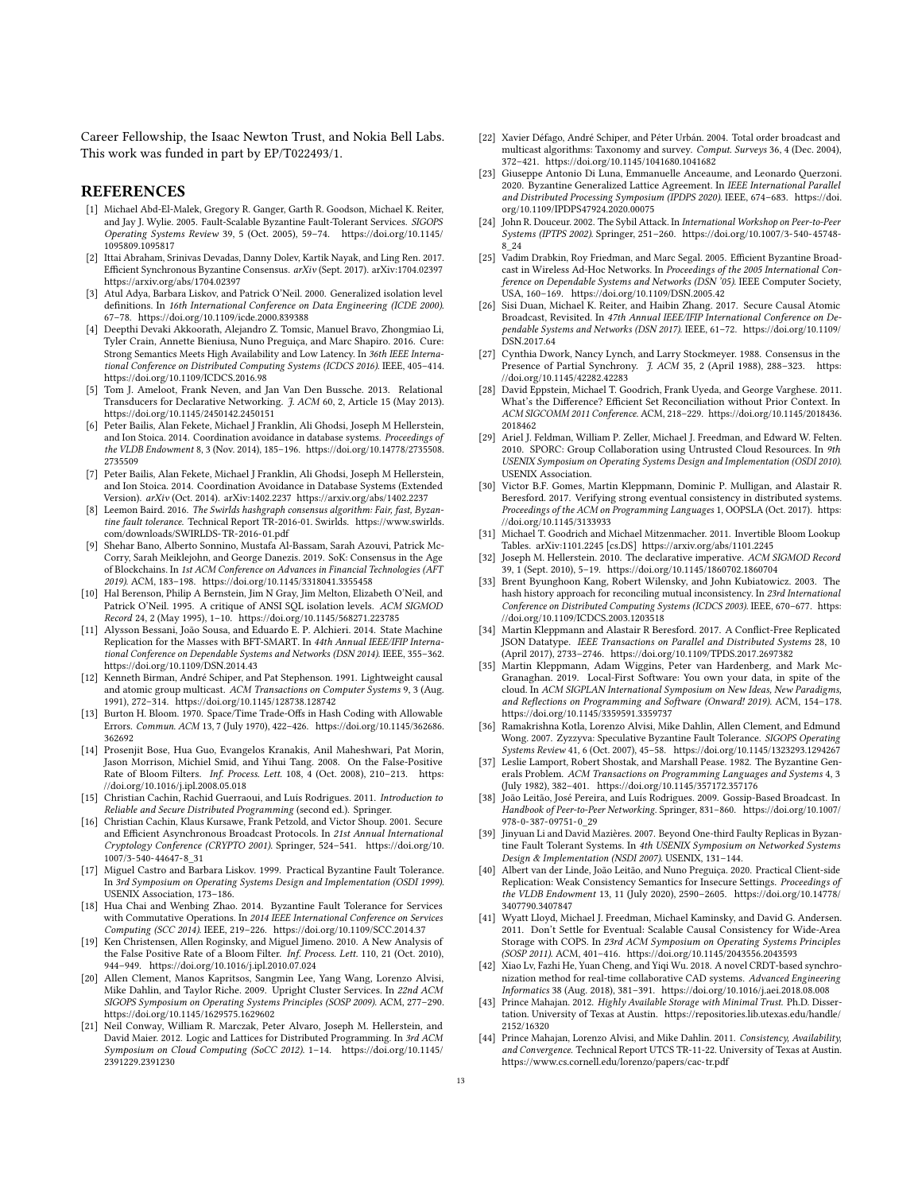Career Fellowship, the Isaac Newton Trust, and Nokia Bell Labs. This work was funded in part by EP/T022493/1.

## REFERENCES

[1] Michael Abd-El-Malek, Gregory R. Ganger, Garth R. Goodson, Michael K. Reiter, and Jay J. Wylie. 2005. Fault-Scalable Byzantine Fault-Tolerant Services. *SIGOPS Operating Systems Review* 39, 5 (Oct. 2005), 59–74. https://doi.org/10.1145/1095809.1095817

[2] Ittai Abraham, Srinivas Devadas, Danny Dolev, Kartik Nayak, and Ling Ren. 2017. Efficient Synchronous Byzantine Consensus. *arXiv* (Sept. 2017). arXiv:1704.02397 https://arxiv.org/abs/1704.02397

[3] Atul Adya, Barbara Liskov, and Patrick O'Neil. 2000. Generalized isolation level definitions. In *16th International Conference on Data Engineering (ICDE 2000)*. 67–78. https://doi.org/10.1109/icde.2000.839388

[4] Deepthi Devaki Akkoorath, Alejandro Z. Tomsic, Manuel Bravo, Zhongmiao Li, Tyler Crain, Annette Bieniusa, Nuno Preguiça, and Marc Shapiro. 2016. Cure: Strong Semantics Meets High Availability and Low Latency. In *36th IEEE International Conference on Distributed Computing Systems (ICDCS 2016)*. IEEE, 405–414. https://doi.org/10.1109/ICDCS.2016.98

[5] Tom J. Ameloot, Frank Neven, and Jan Van Den Bussche. 2013. Relational Transducers for Declarative Networking. *J. ACM* 60, 2, Article 15 (May 2013). https://doi.org/10.1145/2450142.2450151

[6] Peter Bailis, Alan Fekete, Michael J Franklin, Ali Ghodsi, Joseph M Hellerstein, and Ion Stoica. 2014. Coordination avoidance in database systems. *Proceedings of the VLDB Endowment* 8, 3 (Nov. 2014), 185–196. https://doi.org/10.14778/2735508.2735509

[7] Peter Bailis, Alan Fekete, Michael J Franklin, Ali Ghodsi, Joseph M Hellerstein, and Ion Stoica. 2014. Coordination Avoidance in Database Systems (Extended Version). *arXiv* (Oct. 2014). arXiv:1402.2237 https://arxiv.org/abs/1402.2237

[8] Leemon Baird. 2016. *The Swirlds hashgraph consensus algorithm: Fair, fast, Byzantine fault tolerance*. Technical Report TR-2016-01. Swirlds. https://www.swirlds.com/downloads/SWIRLDS-TR-2016-01.pdf

[9] Shehar Bano, Alberto Sonnino, Mustafa Al-Bassam, Sarah Azouvi, Patrick McCorry, Sarah Meiklejohn, and George Danezis. 2019. SoK: Consensus in the Age of Blockchains. In *1st ACM Conference on Advances in Financial Technologies (AFT 2019)*. ACM, 183–198. https://doi.org/10.1145/3318041.3355458

[10] Hal Berenson, Philip A Bernstein, Jim N Gray, Jim Melton, Elizabeth O'Neil, and Patrick O'Neil. 1995. A critique of ANSI SQL isolation levels. *ACM SIGMOD Record* 24, 2 (May 1995), 1–10. https://doi.org/10.1145/568271.223785

[11] Alysson Bessani, João Sousa, and Eduardo E. P. Alchieri. 2014. State Machine Replication for the Masses with BFT-SMART. In *44th Annual IEEE/IFIP International Conference on Dependable Systems and Networks (DSN 2014)*. IEEE, 355–362. https://doi.org/10.1109/DSN.2014.43

[12] Kenneth Birman, André Schiper, and Pat Stephenson. 1991. Lightweight causal and atomic group multicast. *ACM Transactions on Computer Systems* 9, 3 (Aug. 1991), 272–314. https://doi.org/10.1145/128738.128742

[13] Burton H. Bloom. 1970. Space/Time Trade-Offs in Hash Coding with Allowable Errors. *Commun. ACM* 13, 7 (July 1970), 422–426. https://doi.org/10.1145/362686.362692

[14] Prosenjit Bose, Hua Guo, Evangelos Kranakis, Anil Maheshwari, Pat Morin, Jason Morrison, Michiel Smid, and Yihui Tang. 2008. On the False-Positive Rate of Bloom Filters. *Inf. Process. Lett.* 108, 4 (Oct. 2008), 210–213. https://doi.org/10.1016/j.ipl.2008.05.018

[15] Christian Cachin, Rachid Guerraoui, and Luís Rodrigues. 2011. *Introduction to Reliable and Secure Distributed Programming* (second ed.). Springer.

[16] Christian Cachin, Klaus Kursawe, Frank Petzold, and Victor Shoup. 2001. Secure and Efficient Asynchronous Broadcast Protocols. In *21st Annual International Cryptology Conference (CRYPTO 2001)*. Springer, 524–541. https://doi.org/10.1007/3-540-44647-8_31

[17] Miguel Castro and Barbara Liskov. 1999. Practical Byzantine Fault Tolerance. In *3rd Symposium on Operating Systems Design and Implementation (OSDI 1999)*. USENIX Association, 173–186.

[18] Hua Chai and Wenbing Zhao. 2014. Byzantine Fault Tolerance for Services with Commutative Operations. In *2014 IEEE International Conference on Services Computing (SCC 2014)*. IEEE, 219–226. https://doi.org/10.1109/SCC.2014.37

[19] Ken Christensen, Allen Roginsky, and Miguel Jimeno. 2010. A New Analysis of the False Positive Rate of a Bloom Filter. *Inf. Process. Lett.* 110, 21 (Oct. 2010), 944–949. https://doi.org/10.1016/j.ipl.2010.07.024

[20] Allen Clement, Manos Kapritsos, Sangmin Lee, Yang Wang, Lorenzo Alvisi, Mike Dahlin, and Taylor Riche. 2009. Upright Cluster Services. In *22nd ACM SIGOPS Symposium on Operating Systems Principles (SOSP 2009)*. ACM, 277–290. https://doi.org/10.1145/1629575.1629602

[21] Neil Conway, William R. Marczak, Peter Alvaro, Joseph M. Hellerstein, and David Maier. 2012. Logic and Lattices for Distributed Programming. In *3rd ACM Symposium on Cloud Computing (SoCC 2012)*. 1–14. https://doi.org/10.1145/2391229.2391230

[22] Xavier Défago, André Schiper, and Péter Urbán. 2004. Total order broadcast and multicast algorithms: Taxonomy and survey. *Comput. Surveys* 36, 4 (Dec. 2004), 372–421. https://doi.org/10.1145/1041680.1041682

[23] Giuseppe Antonio Di Luna, Emmanuelle Anceaume, and Leonardo Querzoni. 2020. Byzantine Generalized Lattice Agreement. In *IEEE International Parallel and Distributed Processing Symposium (IPDPS 2020)*. IEEE, 674–683. https://doi.org/10.1109/IPDPS47924.2020.00075

[24] John R. Douceur. 2002. The Sybil Attack. In *International Workshop on Peer-to-Peer Systems (IPTPS 2002)*. Springer, 251–260. https://doi.org/10.1007/3-540-45748-8_24

[25] Vadim Drabkin, Roy Friedman, and Marc Segal. 2005. Efficient Byzantine Broadcast in Wireless Ad-Hoc Networks. In *Proceedings of the 2005 International Conference on Dependable Systems and Networks (DSN '05)*. IEEE Computer Society, USA, 160–169. https://doi.org/10.1109/DSN.2005.42

[26] Sisi Duan, Michael K. Reiter, and Haibin Zhang. 2017. Secure Causal Atomic Broadcast, Revisited. In *47th Annual IEEE/IFIP International Conference on Dependable Systems and Networks (DSN 2017)*. IEEE, 61–72. https://doi.org/10.1109/DSN.2017.64

[27] Cynthia Dwork, Nancy Lynch, and Larry Stockmeyer. 1988. Consensus in the Presence of Partial Synchrony. *J. ACM* 35, 2 (April 1988), 288–323. https://doi.org/10.1145/42282.42283

[28] David Eppstein, Michael T. Goodrich, Frank Uyeda, and George Varghese. 2011. What's the Difference? Efficient Set Reconciliation without Prior Context. In *ACM SIGCOMM 2011 Conference*. ACM, 218–229. https://doi.org/10.1145/2018436.2018462

[29] Ariel J. Feldman, William P. Zeller, Michael J. Freedman, and Edward W. Felten. 2010. SPORC: Group Collaboration using Untrusted Cloud Resources. In *9th USENIX Symposium on Operating Systems Design and Implementation (OSDI 2010)*. USENIX Association.

[30] Victor B.F. Gomes, Martin Kleppmann, Dominic P. Mulligan, and Alastair R. Beresford. 2017. Verifying strong eventual consistency in distributed systems. *Proceedings of the ACM on Programming Languages* 1, OOPSLA (Oct. 2017). https://doi.org/10.1145/3133933

[31] Michael T. Goodrich and Michael Mitzenmacher. 2011. Invertible Bloom Lookup Tables. arXiv:1101.2245 [cs.DS] https://arxiv.org/abs/1101.2245

[32] Joseph M. Hellerstein. 2010. The declarative imperative. *ACM SIGMOD Record* 39, 1 (Sept. 2010), 5–19. https://doi.org/10.1145/1860702.1860704

[33] Brent Byunghoon Kang, Robert Wilensky, and John Kubiatowicz. 2003. The hash history approach for reconciling mutual inconsistency. In *23rd International Conference on Distributed Computing Systems (ICDCS 2003)*. IEEE, 670–677. https://doi.org/10.1109/ICDCS.2003.1203518

[34] Martin Kleppmann and Alastair R Beresford. 2017. A Conflict-Free Replicated JSON Datatype. *IEEE Transactions on Parallel and Distributed Systems* 28, 10 (April 2017), 2733–2746. https://doi.org/10.1109/TPDS.2017.2697382

[35] Martin Kleppmann, Adam Wiggins, Peter van Hardenberg, and Mark McGranaghan. 2019. Local-First Software: You own your data, in spite of the cloud. In *ACM SIGPLAN International Symposium on New Ideas, New Paradigms, and Reflections on Programming and Software (Onward! 2019)*. ACM, 154–178. https://doi.org/10.1145/3359591.3359737

[36] Ramakrishna Kotla, Lorenzo Alvisi, Mike Dahlin, Allen Clement, and Edmund Wong. 2007. Zyzzyva: Speculative Byzantine Fault Tolerance. *SIGOPS Operating Systems Review* 41, 6 (Oct. 2007), 45–58. https://doi.org/10.1145/1323293.1294267

[37] Leslie Lamport, Robert Shostak, and Marshall Pease. 1982. The Byzantine Generals Problem. *ACM Transactions on Programming Languages and Systems* 4, 3 (July 1982), 382–401. https://doi.org/10.1145/357172.357176

[38] João Leitão, José Pereira, and Luís Rodrigues. 2009. Gossip-Based Broadcast. In *Handbook of Peer-to-Peer Networking*. Springer, 831–860. https://doi.org/10.1007/978-0-387-09751-0_29

[39] Jinyuan Li and David Mazières. 2007. Beyond One-third Faulty Replicas in Byzantine Fault Tolerant Systems. In *4th USENIX Symposium on Networked Systems Design & Implementation (NSDI 2007)*. USENIX, 131–144.

[40] Albert van der Linde, João Leitão, and Nuno Preguiça. 2020. Practical Client-side Replication: Weak Consistency Semantics for Insecure Settings. *Proceedings of the VLDB Endowment* 13, 11 (July 2020), 2590–2605. https://doi.org/10.14778/3407790.3407847

[41] Wyatt Lloyd, Michael J. Freedman, Michael Kaminsky, and David G. Andersen. 2011. Don't Settle for Eventual: Scalable Causal Consistency for Wide-Area Storage with COPS. In *23rd ACM Symposium on Operating Systems Principles (SOSP 2011)*. ACM, 401–416. https://doi.org/10.1145/2043556.2043593

[42] Xiao Lv, Fazhi He, Yuan Cheng, and Yiqi Wu. 2018. A novel CRDT-based synchronization method for real-time collaborative CAD systems. *Advanced Engineering Informatics* 38 (Aug. 2018), 381–391. https://doi.org/10.1016/j.aei.2018.08.008

[43] Prince Mahajan. 2012. *Highly Available Storage with Minimal Trust*. Ph.D. Dissertation. University of Texas at Austin. https://repositories.lib.utexas.edu/handle/2152/16320

[44] Prince Mahajan, Lorenzo Alvisi, and Mike Dahlin. 2011. *Consistency, Availability, and Convergence*. Technical Report UTCS TR-11-22. University of Texas at Austin. https://www.cs.cornell.edu/lorenzo/papers/cac-tr.pdf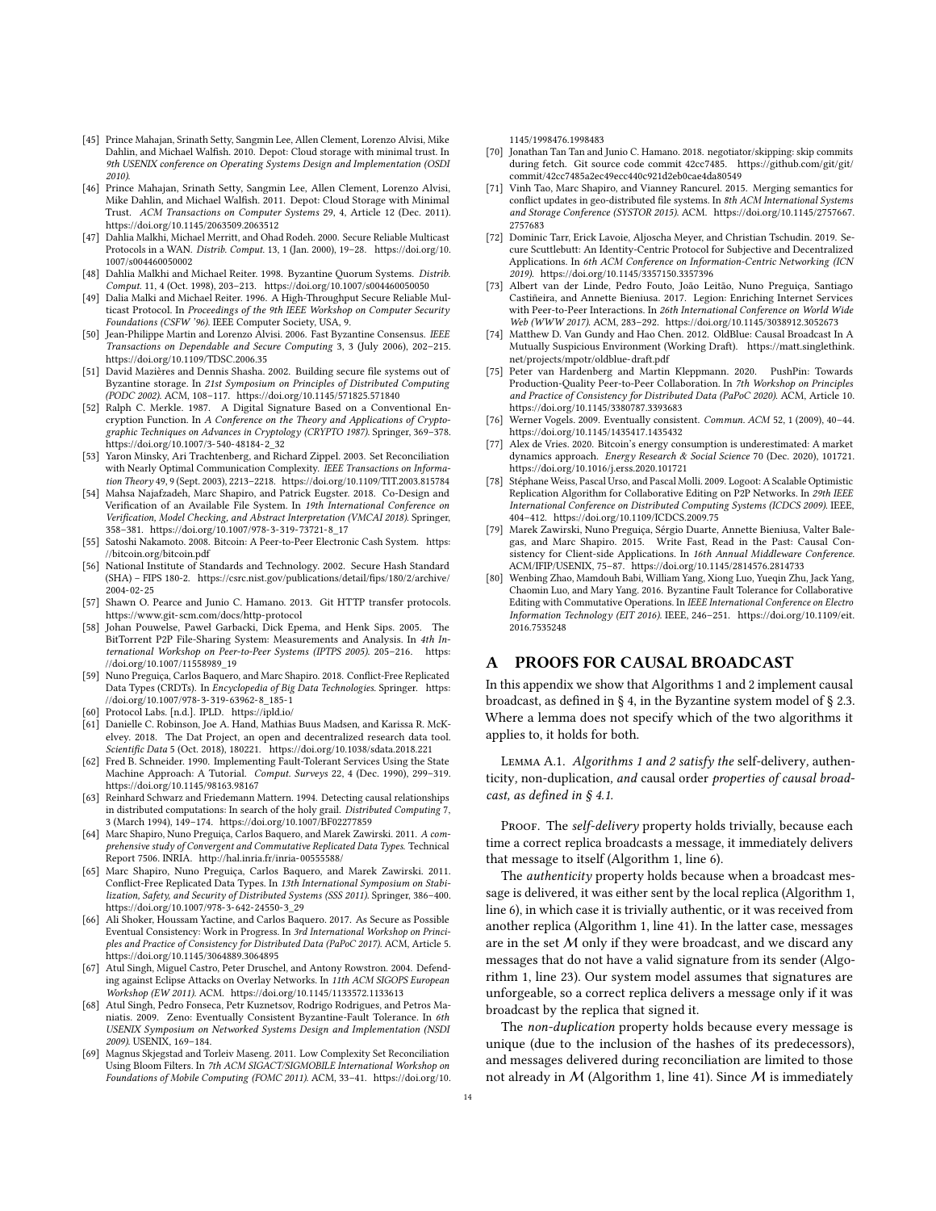[45] Prince Mahajan, Srinath Setty, Sangmin Lee, Allen Clement, Lorenzo Alvisi, Mike Dahlin, and Michael Walfish. 2010. Depot: Cloud storage with minimal trust. In *9th USENIX conference on Operating Systems Design and Implementation (OSDI 2010)*.

[46] Prince Mahajan, Srinath Setty, Sangmin Lee, Allen Clement, Lorenzo Alvisi, Mike Dahlin, and Michael Walfish. 2011. Depot: Cloud Storage with Minimal Trust. *ACM Transactions on Computer Systems* 29, 4, Article 12 (Dec. 2011). https://doi.org/10.1145/2063509.2063512

[47] Dahlia Malkhi, Michael Merritt, and Ohad Rodeh. 2000. Secure Reliable Multicast Protocols in a WAN. *Distrib. Comput.* 13, 1 (Jan. 2000), 19–28. https://doi.org/10.1007/s004460050002

[48] Dahlia Malkhi and Michael Reiter. 1998. Byzantine Quorum Systems. *Distrib. Comput.* 11, 4 (Oct. 1998), 203–213. https://doi.org/10.1007/s004460050050

[49] Dalia Malki and Michael Reiter. 1996. A High-Throughput Secure Reliable Multicast Protocol. In *Proceedings of the 9th IEEE Workshop on Computer Security Foundations (CSFW '96)*. IEEE Computer Society, USA, 9.

[50] Jean-Philippe Martin and Lorenzo Alvisi. 2006. Fast Byzantine Consensus. *IEEE Transactions on Dependable and Secure Computing* 3, 3 (July 2006), 202–215. https://doi.org/10.1109/TDSC.2006.35

[51] David Mazières and Dennis Shasha. 2002. Building secure file systems out of Byzantine storage. In *21st Symposium on Principles of Distributed Computing (PODC 2002)*. ACM, 108–117. https://doi.org/10.1145/571825.571840

[52] Ralph C. Merkle. 1987. A Digital Signature Based on a Conventional Encryption Function. In *A Conference on the Theory and Applications of Cryptographic Techniques on Advances in Cryptology (CRYPTO 1987)*. Springer, 369–378. https://doi.org/10.1007/3-540-48184-2_32

[53] Yaron Minsky, Ari Trachtenberg, and Richard Zippel. 2003. Set Reconciliation with Nearly Optimal Communication Complexity. *IEEE Transactions on Information Theory* 49, 9 (Sept. 2003), 2213–2218. https://doi.org/10.1109/TIT.2003.815784

[54] Mahsa Najafzadeh, Marc Shapiro, and Patrick Eugster. 2018. Co-Design and Verification of an Available File System. In *19th International Conference on Verification, Model Checking, and Abstract Interpretation (VMCAI 2018)*. Springer, 358–381. https://doi.org/10.1007/978-3-319-73721-8_17

[55] Satoshi Nakamoto. 2008. Bitcoin: A Peer-to-Peer Electronic Cash System. https://bitcoin.org/bitcoin.pdf

[56] National Institute of Standards and Technology. 2002. Secure Hash Standard (SHA) – FIPS 180-2. https://csrc.nist.gov/publications/detail/fips/180/2/archive/2004-02-25

[57] Shawn O. Pearce and Junio C. Hamano. 2013. Git HTTP transfer protocols. https://www.git-scm.com/docs/http-protocol

[58] Johan Pouwelse, Pawel Garbacki, Dick Epema, and Henk Sips. 2005. The BitTorrent P2P File-Sharing System: Measurements and Analysis. In *4th International Workshop on Peer-to-Peer Systems (IPTPS 2005)*. 205–216. https://doi.org/10.1007/11558989_19

[59] Nuno Preguiça, Carlos Baquero, and Marc Shapiro. 2018. Conflict-Free Replicated Data Types (CRDTs). In *Encyclopedia of Big Data Technologies*. Springer. https://doi.org/10.1007/978-3-319-63962-8_185-1

[60] Protocol Labs. [n.d.]. IPLD. https://ipld.io/

[61] Danielle C. Robinson, Joe A. Hand, Mathias Buus Madsen, and Karissa R. McKelvey. 2018. The Dat Project, an open and decentralized research data tool. *Scientific Data* 5 (Oct. 2018), 180221. https://doi.org/10.1038/sdata.2018.221

[62] Fred B. Schneider. 1990. Implementing Fault-Tolerant Services Using the State Machine Approach: A Tutorial. *Comput. Surveys* 22, 4 (Dec. 1990), 299–319. https://doi.org/10.1145/98163.98167

[63] Reinhard Schwarz and Friedemann Mattern. 1994. Detecting causal relationships in distributed computations: In search of the holy grail. *Distributed Computing* 7, 3 (March 1994), 149–174. https://doi.org/10.1007/BF02277859

[64] Marc Shapiro, Nuno Preguiça, Carlos Baquero, and Marek Zawirski. 2011. *A comprehensive study of Convergent and Commutative Replicated Data Types*. Technical Report 7506. INRIA. http://hal.inria.fr/inria-00555588/

[65] Marc Shapiro, Nuno Preguiça, Carlos Baquero, and Marek Zawirski. 2011. Conflict-Free Replicated Data Types. In *13th International Symposium on Stabilization, Safety, and Security of Distributed Systems (SSS 2011)*. Springer, 386–400. https://doi.org/10.1007/978-3-642-24550-3_29

[66] Ali Shoker, Houssam Yactine, and Carlos Baquero. 2017. As Secure as Possible Eventual Consistency: Work in Progress. In *3rd International Workshop on Principles and Practice of Consistency for Distributed Data (PaPoC 2017)*. ACM, Article 5. https://doi.org/10.1145/3064889.3064895

[67] Atul Singh, Miguel Castro, Peter Druschel, and Antony Rowstron. 2004. Defending against Eclipse Attacks on Overlay Networks. In *11th ACM SIGOPS European Workshop (EW 2011)*. ACM. https://doi.org/10.1145/1133572.1133613

[68] Atul Singh, Pedro Fonseca, Petr Kuznetsov, Rodrigo Rodrigues, and Petros Maniatis. 2009. Zeno: Eventually Consistent Byzantine-Fault Tolerance. In *6th USENIX Symposium on Networked Systems Design and Implementation (NSDI 2009)*. USENIX, 169–184.

[69] Magnus Skjegstad and Torleiv Maseng. 2011. Low Complexity Set Reconciliation Using Bloom Filters. In *7th ACM SIGACT/SIGMOBILE International Workshop on Foundations of Mobile Computing (FOMC 2011)*. ACM, 33–41. https://doi.org/10.1145/1998476.1998483

[70] Jonathan Tan Tan and Junio C. Hamano. 2018. negotiator/skipping: skip commits during fetch. Git source code commit 42cc7485. https://github.com/git/git/commit/42cc7485a2ec49ecc440c921d2eb0cae4da80549

[71] Vinh Tao, Marc Shapiro, and Vianney Rancurel. 2015. Merging semantics for conflict updates in geo-distributed file systems. In *8th ACM International Systems and Storage Conference (SYSTOR 2015)*. ACM. https://doi.org/10.1145/2757667.2757683

[72] Dominic Tarr, Erick Lavoie, Aljoscha Meyer, and Christian Tschudin. 2019. Secure Scuttlebutt: An Identity-Centric Protocol for Subjective and Decentralized Applications. In *6th ACM Conference on Information-Centric Networking (ICN 2019)*. https://doi.org/10.1145/3357150.3357396

[73] Albert van der Linde, Pedro Fouto, João Leitão, Nuno Preguiça, Santiago Castiñeira, and Annette Bieniusa. 2017. Legion: Enriching Internet Services with Peer-to-Peer Interactions. In *26th International Conference on World Wide Web (WWW 2017)*. ACM, 283–292. https://doi.org/10.1145/3038912.3052673

[74] Matthew D. Van Gundy and Hao Chen. 2012. OldBlue: Causal Broadcast In A Mutually Suspicious Environment (Working Draft). https://matt.singlethink.net/projects/mpotr/oldblue-draft.pdf

[75] Peter van Hardenberg and Martin Kleppmann. 2020. PushPin: Towards Production-Quality Peer-to-Peer Collaboration. In *7th Workshop on Principles and Practice of Consistency for Distributed Data (PaPoC 2020)*. ACM, Article 10. https://doi.org/10.1145/3380787.3393683

[76] Werner Vogels. 2009. Eventually consistent. *Commun. ACM* 52, 1 (2009), 40–44. https://doi.org/10.1145/1435417.1435432

[77] Alex de Vries. 2020. Bitcoin's energy consumption is underestimated: A market dynamics approach. *Energy Research & Social Science* 70 (Dec. 2020), 101721. https://doi.org/10.1016/j.erss.2020.101721

[78] Stéphane Weiss, Pascal Urso, and Pascal Molli. 2009. Logoot: A Scalable Optimistic Replication Algorithm for Collaborative Editing on P2P Networks. In *29th IEEE International Conference on Distributed Computing Systems (ICDCS 2009)*. IEEE, 404–412. https://doi.org/10.1109/ICDCS.2009.75

[79] Marek Zawirski, Nuno Preguiça, Sérgio Duarte, Annette Bieniusa, Valter Balegas, and Marc Shapiro. 2015. Write Fast, Read in the Past: Causal Consistency for Client-side Applications. In *16th Annual Middleware Conference*. ACM/IFIP/USENIX, 75–87. https://doi.org/10.1145/2814576.2814733

[80] Wenbing Zhao, Mamdouh Babi, William Yang, Xiong Luo, Yueqin Zhu, Jack Yang, Chaomin Luo, and Mary Yang. 2016. Byzantine Fault Tolerance for Collaborative Editing with Commutative Operations. In *IEEE International Conference on Electro Information Technology (EIT 2016)*. IEEE, 246–251. https://doi.org/10.1109/eit.2016.7535248

# A PROOFS FOR CAUSAL BROADCAST

In this appendix we show that Algorithms 1 and 2 implement causal broadcast, as defined in § 4, in the Byzantine system model of § 2.3. Where a lemma does not specify which of the two algorithms it applies to, it holds for both.

Lemma A.1. *Algorithms 1 and 2 satisfy the* self-delivery, authenticity, non-duplication, *and* causal order *properties of causal broadcast, as defined in § 4.1.*

Proof. The *self-delivery* property holds trivially, because each time a correct replica broadcasts a message, it immediately delivers that message to itself (Algorithm 1, line 6).

The *authenticity* property holds because when a broadcast message is delivered, it was either sent by the local replica (Algorithm 1, line 6), in which case it is trivially authentic, or it was received from another replica (Algorithm 1, line 41). In the latter case, messages are in the set $\mathcal{M}$ only if they were broadcast, and we discard any messages that do not have a valid signature from its sender (Algorithm 1, line 23). Our system model assumes that signatures are unforgeable, so a correct replica delivers a message only if it was broadcast by the replica that signed it.

The *non-duplication* property holds because every message is unique (due to the inclusion of the hashes of its predecessors), and messages delivered during reconciliation are limited to those not already in $\mathcal{M}$ (Algorithm 1, line 41). Since $\mathcal{M}$ is immediately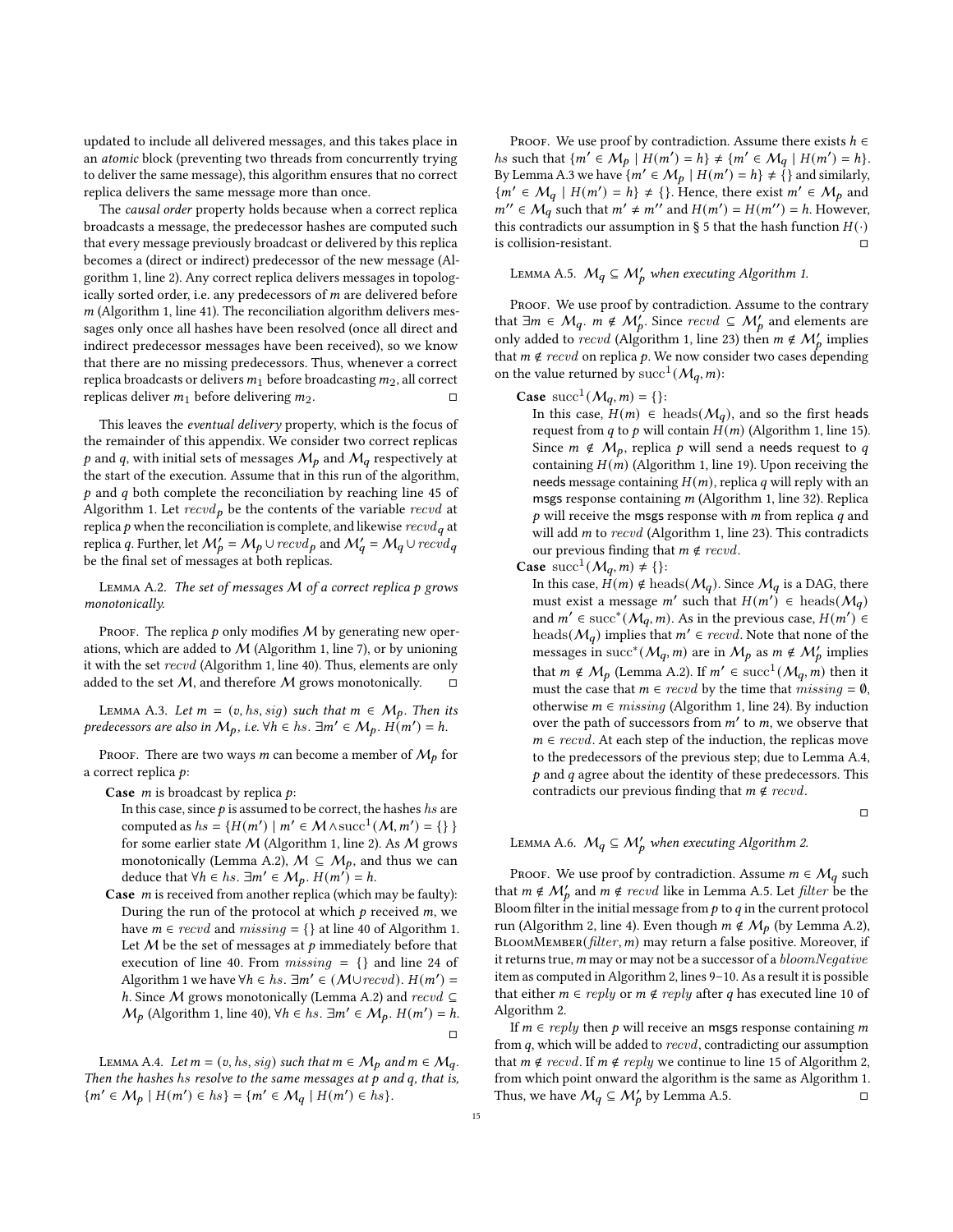updated to include all delivered messages, and this takes place in an *atomic* block (preventing two threads from concurrently trying to deliver the same message), this algorithm ensures that no correct replica delivers the same message more than once.

The *causal order* property holds because when a correct replica broadcasts a message, the predecessor hashes are computed such that every message previously broadcast or delivered by this replica becomes a (direct or indirect) predecessor of the new message (Algorithm 1, line 2). Any correct replica delivers messages in topologically sorted order, i.e. any predecessors of $m$ are delivered before $m$ (Algorithm 1, line 41). The reconciliation algorithm delivers messages only once all hashes have been resolved (once all direct and indirect predecessor messages have been received), so we know that there are no missing predecessors. Thus, whenever a correct replica broadcasts or delivers $m_1$ before broadcasting $m_2$, all correct replicas deliver $m_1$ before delivering $m_2$. □

This leaves the *eventual delivery* property, which is the focus of the remainder of this appendix. We consider two correct replicas $p$ and $q$, with initial sets of messages $\mathcal{M}_p$ and $\mathcal{M}_q$ respectively at the start of the execution. Assume that in this run of the algorithm, $p$ and $q$ both complete the reconciliation by reaching line 45 of Algorithm 1. Let $recvd_p$ be the contents of the variable $recvd$ at replica $p$ when the reconciliation is complete, and likewise $recvd_q$ at replica $q$. Further, let $\mathcal{M}'_p = \mathcal{M}_p \cup recvd_p$ and $\mathcal{M}'_q = \mathcal{M}_q \cup recvd_q$ be the final set of messages at both replicas.

Lemma A.2. *The set of messages $\mathcal{M}$ of a correct replica $p$ grows monotonically.*

Proof. The replica $p$ only modifies $\mathcal{M}$ by generating new operations, which are added to $\mathcal{M}$ (Algorithm 1, line 7), or by unioning it with the set $recvd$ (Algorithm 1, line 40). Thus, elements are only added to the set $\mathcal{M}$, and therefore $\mathcal{M}$ grows monotonically. □

Lemma A.3. *Let $m = (v, hs, sig)$ such that $m \in \mathcal{M}_p$. Then its predecessors are also in $\mathcal{M}_p$, i.e. $\forall h \in hs.\ \exists m' \in \mathcal{M}_p.\ H(m') = h$.*

Proof. There are two ways $m$ can become a member of $\mathcal{M}_p$ for a correct replica $p$:

**Case** $m$ is broadcast by replica $p$:
In this case, since $p$ is assumed to be correct, the hashes $hs$ are computed as $hs = \{H(m') \mid m' \in \mathcal{M} \wedge \mathrm{succ}^1(\mathcal{M}, m') = \{\}\}$ for some earlier state $\mathcal{M}$ (Algorithm 1, line 2). As $\mathcal{M}$ grows monotonically (Lemma A.2), $\mathcal{M} \subseteq \mathcal{M}_p$, and thus we can deduce that $\forall h \in hs.\ \exists m' \in \mathcal{M}_p.\ H(m') = h$.

**Case** $m$ is received from another replica (which may be faulty):
During the run of the protocol at which $p$ received $m$, we have $m \in recvd$ and $missing = \{\}$ at line 40 of Algorithm 1. Let $\mathcal{M}$ be the set of messages at $p$ immediately before that execution of line 40. From $missing = \{\}$ and line 24 of Algorithm 1 we have $\forall h \in hs.\ \exists m' \in (\mathcal{M} \cup recvd).\ H(m') = h$. Since $\mathcal{M}$ grows monotonically (Lemma A.2) and $recvd \subseteq \mathcal{M}_p$ (Algorithm 1, line 40), $\forall h \in hs.\ \exists m' \in \mathcal{M}_p.\ H(m') = h$.

□

Lemma A.4. *Let $m = (v, hs, sig)$ such that $m \in \mathcal{M}_p$ and $m \in \mathcal{M}_q$. Then the hashes $hs$ resolve to the same messages at $p$ and $q$, that is, $\{m' \in \mathcal{M}_p \mid H(m') \in hs\} = \{m' \in \mathcal{M}_q \mid H(m') \in hs\}$.*

Proof. We use proof by contradiction. Assume there exists $h \in hs$ such that $\{m' \in \mathcal{M}_p \mid H(m') = h\} \neq \{m' \in \mathcal{M}_q \mid H(m') = h\}$. By Lemma A.3 we have $\{m' \in \mathcal{M}_p \mid H(m') = h\} \neq \{\}$ and similarly, $\{m' \in \mathcal{M}_q \mid H(m') = h\} \neq \{\}$. Hence, there exist $m' \in \mathcal{M}_p$ and $m'' \in \mathcal{M}_q$ such that $m' \neq m''$ and $H(m') = H(m'') = h$. However, this contradicts our assumption in § 5 that the hash function $H(\cdot)$ is collision-resistant. □

Lemma A.5. *$\mathcal{M}_q \subseteq \mathcal{M}'_p$ when executing Algorithm 1.*

Proof. We use proof by contradiction. Assume to the contrary that $\exists m \in \mathcal{M}_q.\ m \notin \mathcal{M}'_p$. Since $recvd \subseteq \mathcal{M}'_p$ and elements are only added to $recvd$ (Algorithm 1, line 23) then $m \notin \mathcal{M}'_p$ implies that $m \notin recvd$ on replica $p$. We now consider two cases depending on the value returned by $\mathrm{succ}^1(\mathcal{M}_q, m)$:

**Case** $\mathrm{succ}^1(\mathcal{M}_q, m) = \{\}$:
In this case, $H(m) \in \mathrm{heads}(\mathcal{M}_q)$, and so the first heads request from $q$ to $p$ will contain $H(m)$ (Algorithm 1, line 15). Since $m \notin \mathcal{M}_p$, replica $p$ will send a needs request to $q$ containing $H(m)$ (Algorithm 1, line 19). Upon receiving the needs message containing $H(m)$, replica $q$ will reply with an msgs response containing $m$ (Algorithm 1, line 32). Replica $p$ will receive the msgs response with $m$ from replica $q$ and will add $m$ to $recvd$ (Algorithm 1, line 23). This contradicts our previous finding that $m \notin recvd$.

**Case** $\mathrm{succ}^1(\mathcal{M}_q, m) \neq \{\}$:
In this case, $H(m) \notin \mathrm{heads}(\mathcal{M}_q)$. Since $\mathcal{M}_q$ is a DAG, there must exist a message $m'$ such that $H(m') \in \mathrm{heads}(\mathcal{M}_q)$ and $m' \in \mathrm{succ}^*(\mathcal{M}_q, m)$. As in the previous case, $H(m') \in \mathrm{heads}(\mathcal{M}_q)$ implies that $m' \in recvd$. Note that none of the messages in $\mathrm{succ}^*(\mathcal{M}_q, m)$ are in $\mathcal{M}_p$ as $m \notin \mathcal{M}'_p$ implies that $m \notin \mathcal{M}_p$ (Lemma A.2). If $m' \in \mathrm{succ}^1(\mathcal{M}_q, m)$ then it must the case that $m \in recvd$ by the time that $missing = \emptyset$, otherwise $m \in missing$ (Algorithm 1, line 24). By induction over the path of successors from $m'$ to $m$, we observe that $m \in recvd$. At each step of the induction, the replicas move to the predecessors of the previous step; due to Lemma A.4, $p$ and $q$ agree about the identity of these predecessors. This contradicts our previous finding that $m \notin recvd$.

□

Lemma A.6. *$\mathcal{M}_q \subseteq \mathcal{M}'_p$ when executing Algorithm 2.*

Proof. We use proof by contradiction. Assume $m \in \mathcal{M}_q$ such that $m \notin \mathcal{M}'_p$ and $m \notin recvd$ like in Lemma A.5. Let $filter$ be the Bloom filter in the initial message from $p$ to $q$ in the current protocol run (Algorithm 2, line 4). Even though $m \notin \mathcal{M}_p$ (by Lemma A.2), BloomMember($filter$, $m$) may return a false positive. Moreover, if it returns true, $m$ may or may not be a successor of a $bloomNegative$ item as computed in Algorithm 2, lines 9–10. As a result it is possible that either $m \in reply$ or $m \notin reply$ after $q$ has executed line 10 of Algorithm 2.

If $m \in reply$ then $p$ will receive an msgs response containing $m$ from $q$, which will be added to $recvd$, contradicting our assumption that $m \notin recvd$. If $m \notin reply$ we continue to line 15 of Algorithm 2, from which point onward the algorithm is the same as Algorithm 1. Thus, we have $\mathcal{M}_q \subseteq \mathcal{M}'_p$ by Lemma A.5. □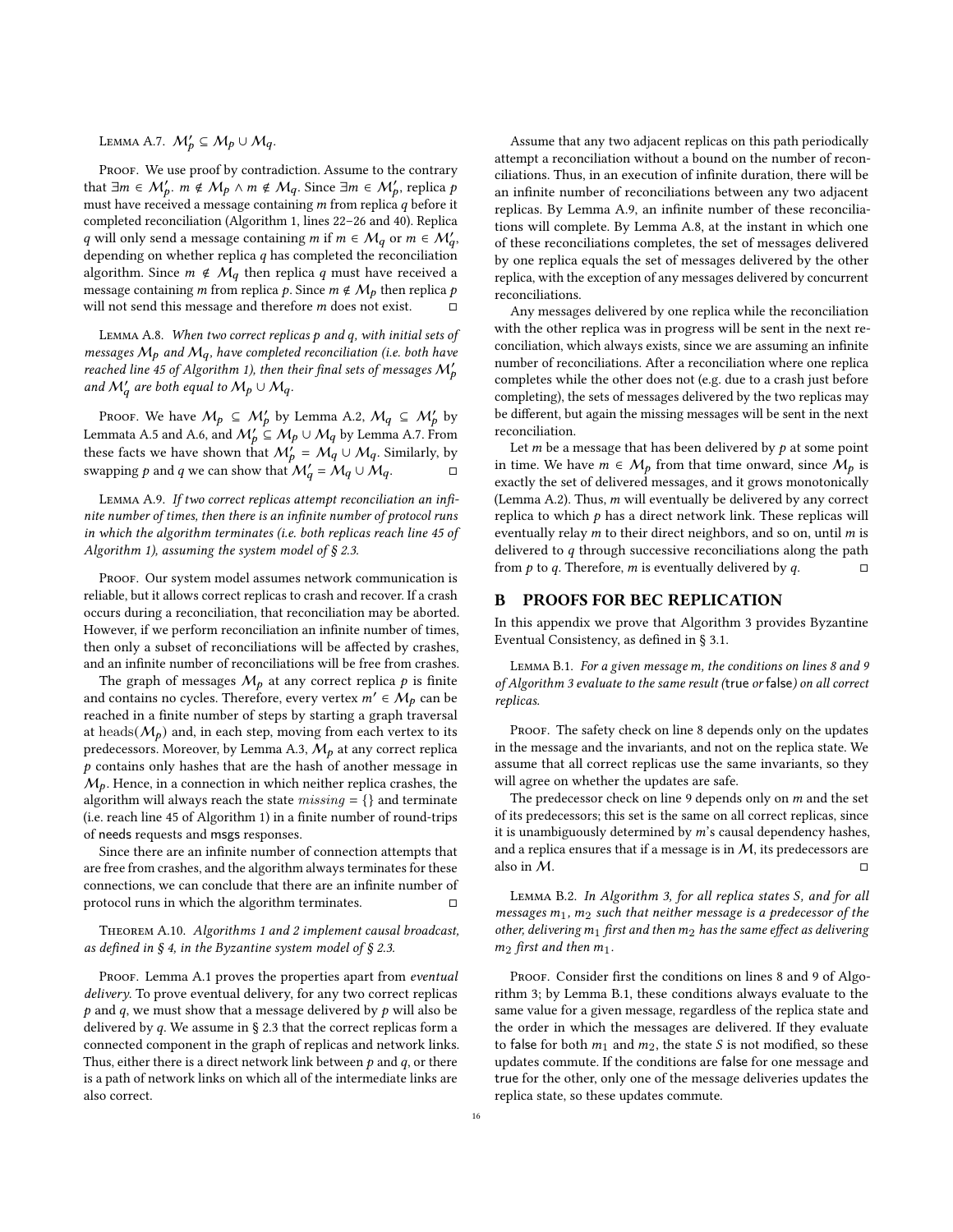Lemma A.7. $\mathcal{M}'_p \subseteq \mathcal{M}_p \cup \mathcal{M}_q$.

Proof. We use proof by contradiction. Assume to the contrary that $\exists m \in \mathcal{M}'_p.\ m \notin \mathcal{M}_p \wedge m \notin \mathcal{M}_q$. Since $\exists m \in \mathcal{M}'_p$, replica $p$ must have received a message containing $m$ from replica $q$ before it completed reconciliation (Algorithm 1, lines 22–26 and 40). Replica $q$ will only send a message containing $m$ if $m \in \mathcal{M}_q$ or $m \in \mathcal{M}'_q$, depending on whether replica $q$ has completed the reconciliation algorithm. Since $m \notin \mathcal{M}_q$ then replica $q$ must have received a message containing $m$ from replica $p$. Since $m \notin \mathcal{M}_p$ then replica $p$ will not send this message and therefore $m$ does not exist. □

Lemma A.8. *When two correct replicas $p$ and $q$, with initial sets of messages $\mathcal{M}_p$ and $\mathcal{M}_q$, have completed reconciliation (i.e. both have reached line 45 of Algorithm 1), then their final sets of messages $\mathcal{M}'_p$ and $\mathcal{M}'_q$ are both equal to $\mathcal{M}_p \cup \mathcal{M}_q$.*

Proof. We have $\mathcal{M}_p \subseteq \mathcal{M}'_p$ by Lemma A.2, $\mathcal{M}_q \subseteq \mathcal{M}'_p$ by Lemmata A.5 and A.6, and $\mathcal{M}'_p \subseteq \mathcal{M}_p \cup \mathcal{M}_q$ by Lemma A.7. From these facts we have shown that $\mathcal{M}'_p = \mathcal{M}_q \cup \mathcal{M}_q$. Similarly, by swapping $p$ and $q$ we can show that $\mathcal{M}'_q = \mathcal{M}_q \cup \mathcal{M}_q$. □

Lemma A.9. *If two correct replicas attempt reconciliation an infinite number of times, then there is an infinite number of protocol runs in which the algorithm terminates (i.e. both replicas reach line 45 of Algorithm 1), assuming the system model of § 2.3.*

Proof. Our system model assumes network communication is reliable, but it allows correct replicas to crash and recover. If a crash occurs during a reconciliation, that reconciliation may be aborted. However, if we perform reconciliation an infinite number of times, then only a subset of reconciliations will be affected by crashes, and an infinite number of reconciliations will be free from crashes.

The graph of messages $\mathcal{M}_p$ at any correct replica $p$ is finite and contains no cycles. Therefore, every vertex $m' \in \mathcal{M}_p$ can be reached in a finite number of steps by starting a graph traversal at $\mathrm{heads}(\mathcal{M}_p)$ and, in each step, moving from each vertex to its predecessors. Moreover, by Lemma A.3, $\mathcal{M}_p$ at any correct replica $p$ contains only hashes that are the hash of another message in $\mathcal{M}_p$. Hence, in a connection in which neither replica crashes, the algorithm will always reach the state $missing = \{\}$ and terminate (i.e. reach line 45 of Algorithm 1) in a finite number of round-trips of needs requests and msgs responses.

Since there are an infinite number of connection attempts that are free from crashes, and the algorithm always terminates for these connections, we can conclude that there are an infinite number of protocol runs in which the algorithm terminates. □

Theorem A.10. *Algorithms 1 and 2 implement causal broadcast, as defined in § 4, in the Byzantine system model of § 2.3.*

Proof. Lemma A.1 proves the properties apart from *eventual delivery*. To prove eventual delivery, for any two correct replicas $p$ and $q$, we must show that a message delivered by $p$ will also be delivered by $q$. We assume in § 2.3 that the correct replicas form a connected component in the graph of replicas and network links. Thus, either there is a direct network link between $p$ and $q$, or there is a path of network links on which all of the intermediate links are also correct.

Assume that any two adjacent replicas on this path periodically attempt a reconciliation without a bound on the number of reconciliations. Thus, in an execution of infinite duration, there will be an infinite number of reconciliations between any two adjacent replicas. By Lemma A.9, an infinite number of these reconciliations will complete. By Lemma A.8, at the instant in which one of these reconciliations completes, the set of messages delivered by one replica equals the set of messages delivered by the other replica, with the exception of any messages delivered by concurrent reconciliations.

Any messages delivered by one replica while the reconciliation with the other replica was in progress will be sent in the next reconciliation, which always exists, since we are assuming an infinite number of reconciliations. After a reconciliation where one replica completes while the other does not (e.g. due to a crash just before completing), the sets of messages delivered by the two replicas may be different, but again the missing messages will be sent in the next reconciliation.

Let $m$ be a message that has been delivered by $p$ at some point in time. We have $m \in \mathcal{M}_p$ from that time onward, since $\mathcal{M}_p$ is exactly the set of delivered messages, and it grows monotonically (Lemma A.2). Thus, $m$ will eventually be delivered by any correct replica to which $p$ has a direct network link. These replicas will eventually relay $m$ to their direct neighbors, and so on, until $m$ is delivered to $q$ through successive reconciliations along the path from $p$ to $q$. Therefore, $m$ is eventually delivered by $q$. □

## B PROOFS FOR BEC REPLICATION

In this appendix we prove that Algorithm 3 provides Byzantine Eventual Consistency, as defined in § 3.1.

Lemma B.1. *For a given message m, the conditions on lines 8 and 9 of Algorithm 3 evaluate to the same result (*true *or* false*) on all correct replicas.*

Proof. The safety check on line 8 depends only on the updates in the message and the invariants, and not on the replica state. We assume that all correct replicas use the same invariants, so they will agree on whether the updates are safe.

The predecessor check on line 9 depends only on $m$ and the set of its predecessors; this set is the same on all correct replicas, since it is unambiguously determined by $m$'s causal dependency hashes, and a replica ensures that if a message is in $\mathcal{M}$, its predecessors are also in $\mathcal{M}$. □

Lemma B.2. *In Algorithm 3, for all replica states S, and for all messages $m_1$, $m_2$ such that neither message is a predecessor of the other, delivering $m_1$ first and then $m_2$ has the same effect as delivering $m_2$ first and then $m_1$.*

Proof. Consider first the conditions on lines 8 and 9 of Algorithm 3; by Lemma B.1, these conditions always evaluate to the same value for a given message, regardless of the replica state and the order in which the messages are delivered. If they evaluate to false for both $m_1$ and $m_2$, the state $S$ is not modified, so these updates commute. If the conditions are false for one message and true for the other, only one of the message deliveries updates the replica state, so these updates commute.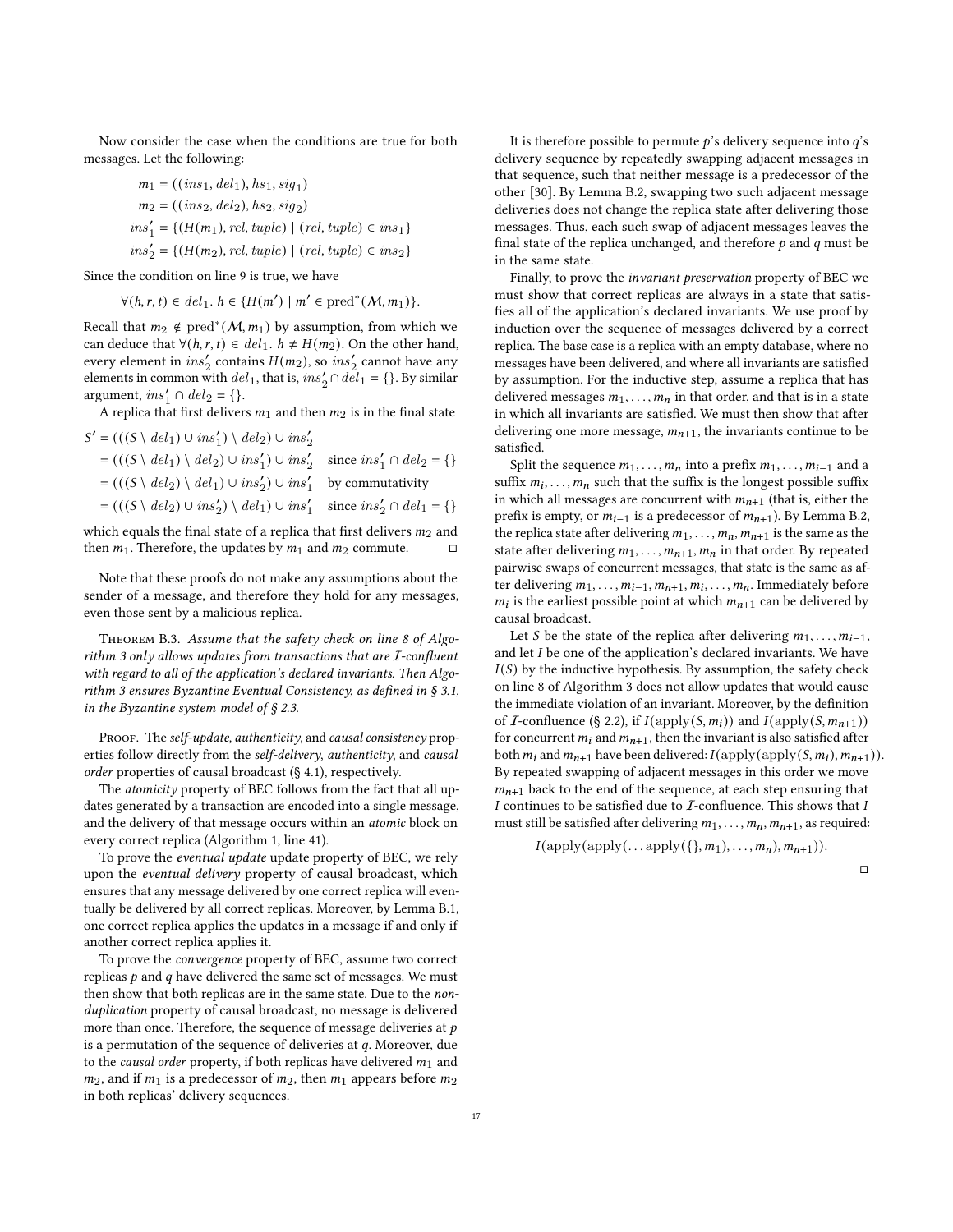Now consider the case when the conditions are true for both messages. Let the following:

$$m_1 = ((ins_1, del_1), hs_1, sig_1)$$
$$m_2 = ((ins_2, del_2), hs_2, sig_2)$$
$$ins'_1 = \{(H(m_1), rel, tuple) \mid (rel, tuple) \in ins_1\}$$
$$ins'_2 = \{(H(m_2), rel, tuple) \mid (rel, tuple) \in ins_2\}$$

Since the condition on line 9 is true, we have

$$\forall (h, r, t) \in del_1 .\ h \in \{H(m') \mid m' \in \mathrm{pred}^*(\mathcal{M}, m_1)\}.$$

Recall that $m_2 \notin \mathrm{pred}^*(\mathcal{M}, m_1)$ by assumption, from which we can deduce that $\forall (h, r, t) \in del_1 .\ h \neq H(m_2)$. On the other hand, every element in $ins'_2$ contains $H(m_2)$, so $ins'_2$ cannot have any elements in common with $del_1$, that is, $ins'_2 \cap del_1 = \{\}$. By similar argument, $ins'_1 \cap del_2 = \{\}$.

A replica that first delivers $m_1$ and then $m_2$ is in the final state

$$
\begin{aligned}
S' &= (((S \setminus del_1) \cup ins'_1) \setminus del_2) \cup ins'_2 \\
&= (((S \setminus del_1) \setminus del_2) \cup ins'_1) \cup ins'_2 \quad \text{since } ins'_1 \cap del_2 = \{\} \\
&= (((S \setminus del_2) \setminus del_1) \cup ins'_2) \cup ins'_1 \quad \text{by commutativity} \\
&= (((S \setminus del_2) \cup ins'_2) \setminus del_1) \cup ins'_1 \quad \text{since } ins'_2 \cap del_1 = \{\}
\end{aligned}
$$

which equals the final state of a replica that first delivers $m_2$ and then $m_1$. Therefore, the updates by $m_1$ and $m_2$ commute. □

Note that these proofs do not make any assumptions about the sender of a message, and therefore they hold for any messages, even those sent by a malicious replica.

Theorem B.3. *Assume that the safety check on line 8 of Algorithm 3 only allows updates from transactions that are $\mathcal{I}$-confluent with regard to all of the application's declared invariants. Then Algorithm 3 ensures Byzantine Eventual Consistency, as defined in § 3.1, in the Byzantine system model of § 2.3.*

Proof. The *self-update*, *authenticity*, and *causal consistency* properties follow directly from the *self-delivery*, *authenticity*, and *causal order* properties of causal broadcast (§ 4.1), respectively.

The *atomicity* property of BEC follows from the fact that all updates generated by a transaction are encoded into a single message, and the delivery of that message occurs within an *atomic* block on every correct replica (Algorithm 1, line 41).

To prove the *eventual update* update property of BEC, we rely upon the *eventual delivery* property of causal broadcast, which ensures that any message delivered by one correct replica will eventually be delivered by all correct replicas. Moreover, by Lemma B.1, one correct replica applies the updates in a message if and only if another correct replica applies it.

To prove the *convergence* property of BEC, assume two correct replicas $p$ and $q$ have delivered the same set of messages. We must then show that both replicas are in the same state. Due to the *non-duplication* property of causal broadcast, no message is delivered more than once. Therefore, the sequence of message deliveries at $p$ is a permutation of the sequence of deliveries at $q$. Moreover, due to the *causal order* property, if both replicas have delivered $m_1$ and $m_2$, and if $m_1$ is a predecessor of $m_2$, then $m_1$ appears before $m_2$ in both replicas' delivery sequences.

It is therefore possible to permute $p$'s delivery sequence into $q$'s delivery sequence by repeatedly swapping adjacent messages in that sequence, such that neither message is a predecessor of the other [30]. By Lemma B.2, swapping two such adjacent message deliveries does not change the replica state after delivering those messages. Thus, each such swap of adjacent messages leaves the final state of the replica unchanged, and therefore $p$ and $q$ must be in the same state.

Finally, to prove the *invariant preservation* property of BEC we must show that correct replicas are always in a state that satisfies all of the application's declared invariants. We use proof by induction over the sequence of messages delivered by a correct replica. The base case is a replica with an empty database, where no messages have been delivered, and where all invariants are satisfied by assumption. For the inductive step, assume a replica that has delivered messages $m_1, \ldots, m_n$ in that order, and that is in a state in which all invariants are satisfied. We must then show that after delivering one more message, $m_{n+1}$, the invariants continue to be satisfied.

Split the sequence $m_1, \ldots, m_n$ into a prefix $m_1, \ldots, m_{i-1}$ and a suffix $m_i, \ldots, m_n$ such that the suffix is the longest possible suffix in which all messages are concurrent with $m_{n+1}$ (that is, either the prefix is empty, or $m_{i-1}$ is a predecessor of $m_{n+1}$). By Lemma B.2, the replica state after delivering $m_1, \ldots, m_n, m_{n+1}$ is the same as the state after delivering $m_1, \ldots, m_{n+1}, m_n$ in that order. By repeated pairwise swaps of concurrent messages, that state is the same as after delivering $m_1, \ldots, m_{i-1}, m_{n+1}, m_i, \ldots, m_n$. Immediately before $m_i$ is the earliest possible point at which $m_{n+1}$ can be delivered by causal broadcast.

Let $S$ be the state of the replica after delivering $m_1, \ldots, m_{i-1}$, and let $I$ be one of the application's declared invariants. We have $I(S)$ by the inductive hypothesis. By assumption, the safety check on line 8 of Algorithm 3 does not allow updates that would cause the immediate violation of an invariant. Moreover, by the definition of $\mathcal{I}$-confluence (§ 2.2), if $I(\mathrm{apply}(S, m_i))$ and $I(\mathrm{apply}(S, m_{n+1}))$ for concurrent $m_i$ and $m_{n+1}$, then the invariant is also satisfied after both $m_i$ and $m_{n+1}$ have been delivered: $I(\mathrm{apply}(\mathrm{apply}(S, m_i), m_{n+1}))$. By repeated swapping of adjacent messages in this order we move $m_{n+1}$ back to the end of the sequence, at each step ensuring that $I$ continues to be satisfied due to $\mathcal{I}$-confluence. This shows that $I$ must still be satisfied after delivering $m_1, \ldots, m_n, m_{n+1}$, as required:

$$I(\mathrm{apply}(\mathrm{apply}(\ldots \mathrm{apply}(\{\}, m_1), \ldots, m_n), m_{n+1})).$$

□